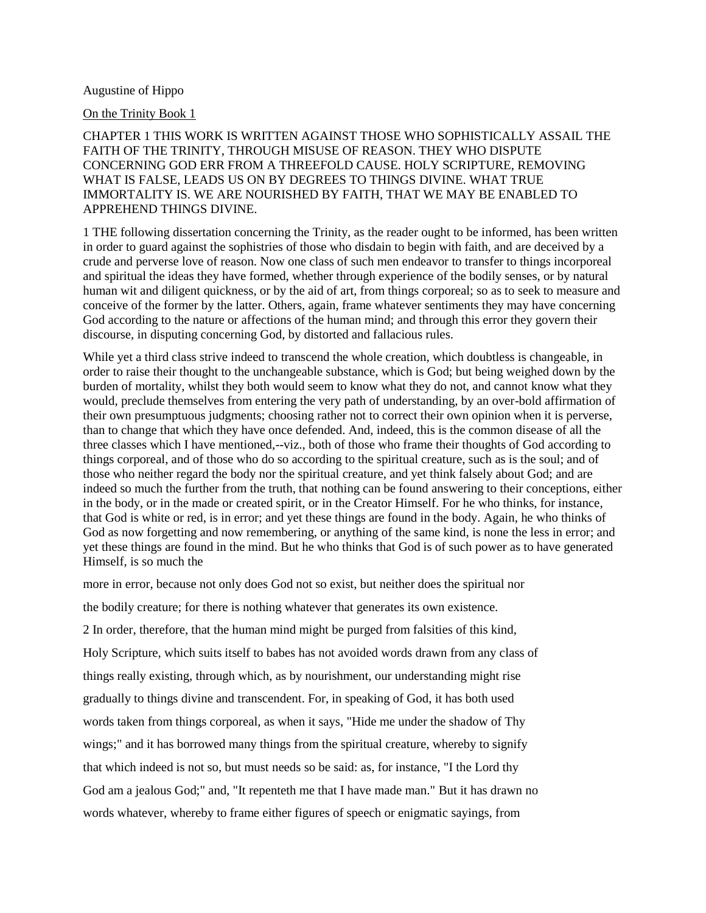Augustine of Hippo

On the Trinity Book 1

CHAPTER 1 THIS WORK IS WRITTEN AGAINST THOSE WHO SOPHISTICALLY ASSAIL THE FAITH OF THE TRINITY, THROUGH MISUSE OF REASON. THEY WHO DISPUTE CONCERNING GOD ERR FROM A THREEFOLD CAUSE. HOLY SCRIPTURE, REMOVING WHAT IS FALSE, LEADS US ON BY DEGREES TO THINGS DIVINE. WHAT TRUE IMMORTALITY IS. WE ARE NOURISHED BY FAITH, THAT WE MAY BE ENABLED TO APPREHEND THINGS DIVINE.

1 THE following dissertation concerning the Trinity, as the reader ought to be informed, has been written in order to guard against the sophistries of those who disdain to begin with faith, and are deceived by a crude and perverse love of reason. Now one class of such men endeavor to transfer to things incorporeal and spiritual the ideas they have formed, whether through experience of the bodily senses, or by natural human wit and diligent quickness, or by the aid of art, from things corporeal; so as to seek to measure and conceive of the former by the latter. Others, again, frame whatever sentiments they may have concerning God according to the nature or affections of the human mind; and through this error they govern their discourse, in disputing concerning God, by distorted and fallacious rules.

While yet a third class strive indeed to transcend the whole creation, which doubtless is changeable, in order to raise their thought to the unchangeable substance, which is God; but being weighed down by the burden of mortality, whilst they both would seem to know what they do not, and cannot know what they would, preclude themselves from entering the very path of understanding, by an over-bold affirmation of their own presumptuous judgments; choosing rather not to correct their own opinion when it is perverse, than to change that which they have once defended. And, indeed, this is the common disease of all the three classes which I have mentioned,--viz., both of those who frame their thoughts of God according to things corporeal, and of those who do so according to the spiritual creature, such as is the soul; and of those who neither regard the body nor the spiritual creature, and yet think falsely about God; and are indeed so much the further from the truth, that nothing can be found answering to their conceptions, either in the body, or in the made or created spirit, or in the Creator Himself. For he who thinks, for instance, that God is white or red, is in error; and yet these things are found in the body. Again, he who thinks of God as now forgetting and now remembering, or anything of the same kind, is none the less in error; and yet these things are found in the mind. But he who thinks that God is of such power as to have generated Himself, is so much the more in error, because not only does God not so exist, but neither does the spiritual nor the bodily creature; for there is nothing whatever that generates its own existence.

2 In order, therefore, that the human mind might be purged from falsities of this kind, Holy Scripture, which suits itself to babes has not avoided words drawn from any class of things really existing, through which, as by nourishment, our understanding might rise gradually to things divine and transcendent. For, in speaking of God, it has both used words taken from things corporeal, as when it says, "Hide me under the shadow of Thy wings;" and it has borrowed many things from the spiritual creature, whereby to signify that which indeed is not so, but must needs so be said: as, for instance, "I the Lord thy God am a jealous God;" and, "It repenteth me that I have made man." But it has drawn no words whatever, whereby to frame either figures of speech or enigmatic sayings, from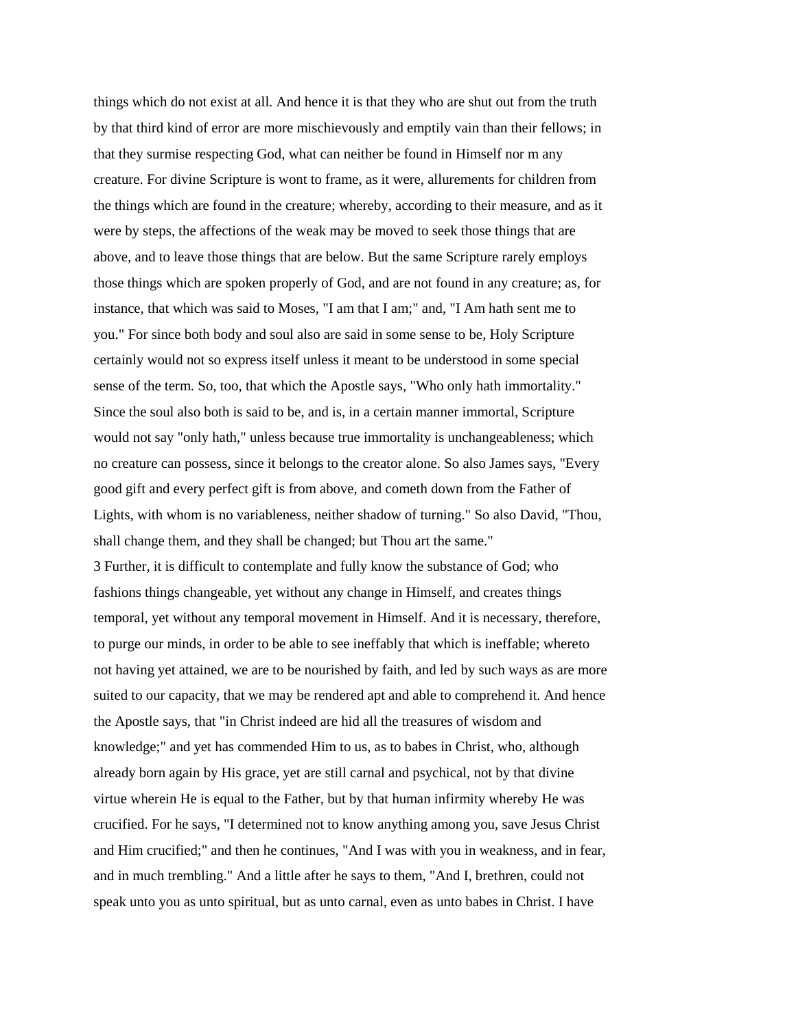things which do not exist at all. And hence it is that they who are shut out from the truth by that third kind of error are more mischievously and emptily vain than their fellows; in that they surmise respecting God, what can neither be found in Himself nor m any creature. For divine Scripture is wont to frame, as it were, allurements for children from the things which are found in the creature; whereby, according to their measure, and as it were by steps, the affections of the weak may be moved to seek those things that are above, and to leave those things that are below. But the same Scripture rarely employs those things which are spoken properly of God, and are not found in any creature; as, for instance, that which was said to Moses, "I am that I am;" and, "I Am hath sent me to you." For since both body and soul also are said in some sense to be, Holy Scripture certainly would not so express itself unless it meant to be understood in some special sense of the term. So, too, that which the Apostle says, "Who only hath immortality." Since the soul also both is said to be, and is, in a certain manner immortal, Scripture would not say "only hath," unless because true immortality is unchangeableness; which no creature can possess, since it belongs to the creator alone. So also James says, "Every good gift and every perfect gift is from above, and cometh down from the Father of Lights, with whom is no variableness, neither shadow of turning." So also David, "Thou, shall change them, and they shall be changed; but Thou art the same."

3 Further, it is difficult to contemplate and fully know the substance of God; who fashions things changeable, yet without any change in Himself, and creates things temporal, yet without any temporal movement in Himself. And it is necessary, therefore, to purge our minds, in order to be able to see ineffably that which is ineffable; whereto not having yet attained, we are to be nourished by faith, and led by such ways as are more suited to our capacity, that we may be rendered apt and able to comprehend it. And hence the Apostle says, that "in Christ indeed are hid all the treasures of wisdom and knowledge;" and yet has commended Him to us, as to babes in Christ, who, although already born again by His grace, yet are still carnal and psychical, not by that divine virtue wherein He is equal to the Father, but by that human infirmity whereby He was crucified. For he says, "I determined not to know anything among you, save Jesus Christ and Him crucified;" and then he continues, "And I was with you in weakness, and in fear, and in much trembling." And a little after he says to them, "And I, brethren, could not speak unto you as unto spiritual, but as unto carnal, even as unto babes in Christ. I have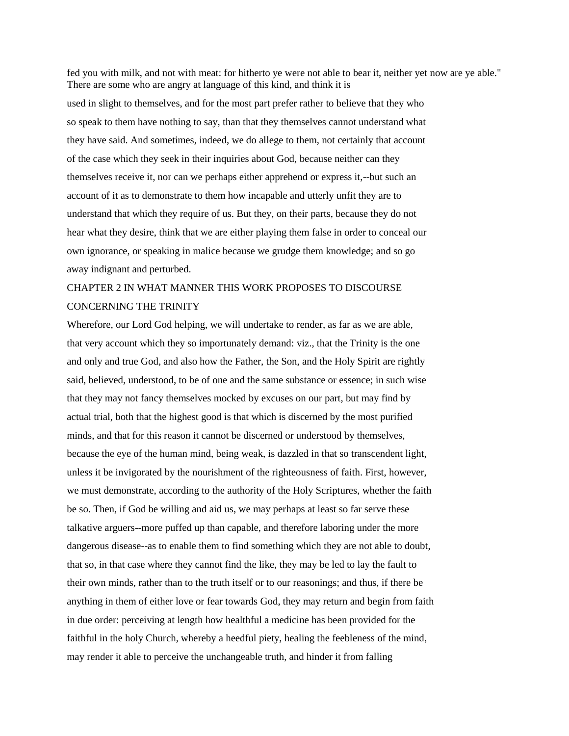fed you with milk, and not with meat: for hitherto ye were not able to bear it, neither yet now are ye able." There are some who are angry at language of this kind, and think it is used in slight to themselves, and for the most part prefer rather to believe that they who so speak to them have nothing to say, than that they themselves cannot understand what they have said. And sometimes, indeed, we do allege to them, not certainly that account of the case which they seek in their inquiries about God, because neither can they themselves receive it, nor can we perhaps either apprehend or express it,--but such an account of it as to demonstrate to them how incapable and utterly unfit they are to understand that which they require of us. But they, on their parts, because they do not hear what they desire, think that we are either playing them false in order to conceal our own ignorance, or speaking in malice because we grudge them knowledge; and so go away indignant and perturbed.

## CHAPTER 2 IN WHAT MANNER THIS WORK PROPOSES TO DISCOURSE CONCERNING THE TRINITY

Wherefore, our Lord God helping, we will undertake to render, as far as we are able, that very account which they so importunately demand: viz., that the Trinity is the one and only and true God, and also how the Father, the Son, and the Holy Spirit are rightly said, believed, understood, to be of one and the same substance or essence; in such wise that they may not fancy themselves mocked by excuses on our part, but may find by actual trial, both that the highest good is that which is discerned by the most purified minds, and that for this reason it cannot be discerned or understood by themselves, because the eye of the human mind, being weak, is dazzled in that so transcendent light, unless it be invigorated by the nourishment of the righteousness of faith. First, however, we must demonstrate, according to the authority of the Holy Scriptures, whether the faith be so. Then, if God be willing and aid us, we may perhaps at least so far serve these talkative arguers--more puffed up than capable, and therefore laboring under the more dangerous disease--as to enable them to find something which they are not able to doubt, that so, in that case where they cannot find the like, they may be led to lay the fault to their own minds, rather than to the truth itself or to our reasonings; and thus, if there be anything in them of either love or fear towards God, they may return and begin from faith in due order: perceiving at length how healthful a medicine has been provided for the faithful in the holy Church, whereby a heedful piety, healing the feebleness of the mind, may render it able to perceive the unchangeable truth, and hinder it from falling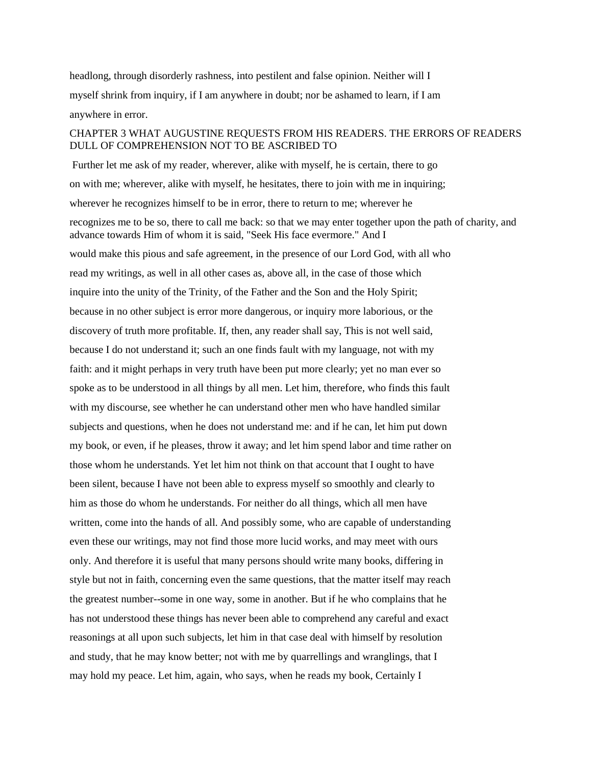headlong, through disorderly rashness, into pestilent and false opinion. Neither will I myself shrink from inquiry, if I am anywhere in doubt; nor be ashamed to learn, if I am anywhere in error.

## CHAPTER 3 WHAT AUGUSTINE REQUESTS FROM HIS READERS. THE ERRORS OF READERS DULL OF COMPREHENSION NOT TO BE ASCRIBED TO

Further let me ask of my reader, wherever, alike with myself, he is certain, there to go on with me; wherever, alike with myself, he hesitates, there to join with me in inquiring; wherever he recognizes himself to be in error, there to return to me; wherever he recognizes me to be so, there to call me back: so that we may enter together upon the path of charity, and advance towards Him of whom it is said, "Seek His face evermore." And I would make this pious and safe agreement, in the presence of our Lord God, with all who read my writings, as well in all other cases as, above all, in the case of those which inquire into the unity of the Trinity, of the Father and the Son and the Holy Spirit; because in no other subject is error more dangerous, or inquiry more laborious, or the discovery of truth more profitable. If, then, any reader shall say, This is not well said, because I do not understand it; such an one finds fault with my language, not with my faith: and it might perhaps in very truth have been put more clearly; yet no man ever so spoke as to be understood in all things by all men. Let him, therefore, who finds this fault with my discourse, see whether he can understand other men who have handled similar subjects and questions, when he does not understand me: and if he can, let him put down my book, or even, if he pleases, throw it away; and let him spend labor and time rather on those whom he understands. Yet let him not think on that account that I ought to have been silent, because I have not been able to express myself so smoothly and clearly to him as those do whom he understands. For neither do all things, which all men have written, come into the hands of all. And possibly some, who are capable of understanding even these our writings, may not find those more lucid works, and may meet with ours only. And therefore it is useful that many persons should write many books, differing in style but not in faith, concerning even the same questions, that the matter itself may reach the greatest number--some in one way, some in another. But if he who complains that he has not understood these things has never been able to comprehend any careful and exact reasonings at all upon such subjects, let him in that case deal with himself by resolution and study, that he may know better; not with me by quarrellings and wranglings, that I may hold my peace. Let him, again, who says, when he reads my book, Certainly I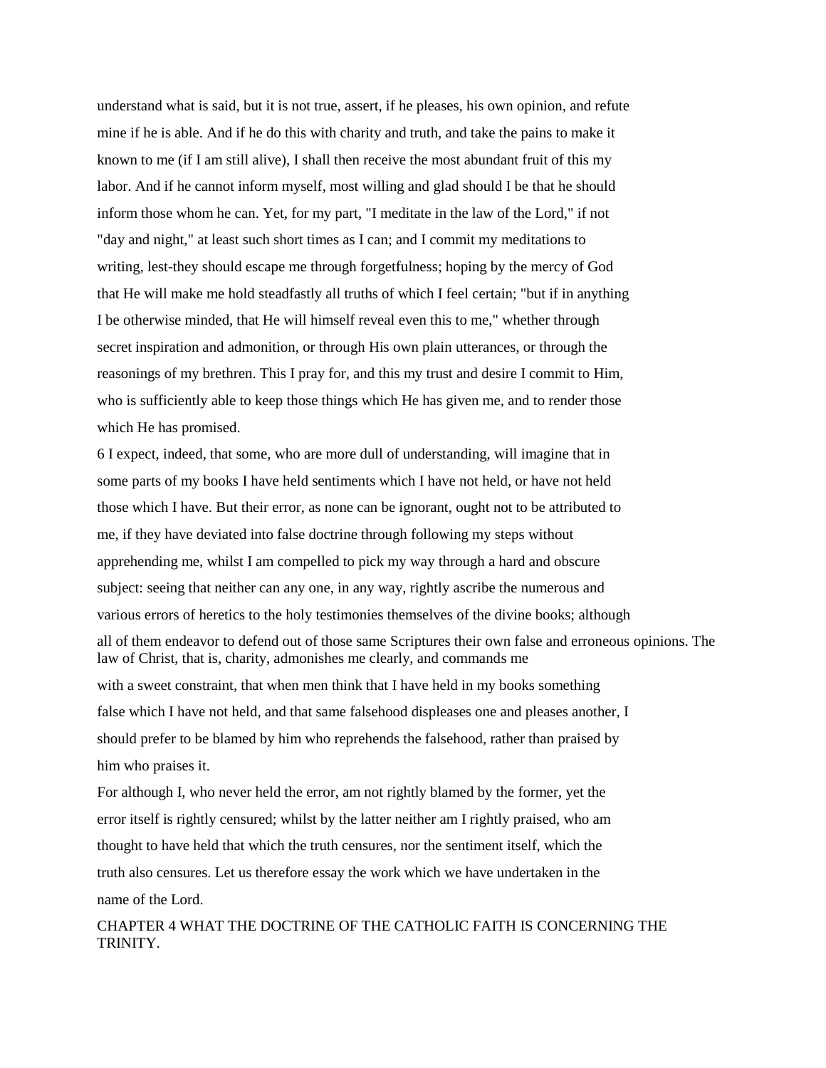understand what is said, but it is not true, assert, if he pleases, his own opinion, and refute mine if he is able. And if he do this with charity and truth, and take the pains to make it known to me (if I am still alive), I shall then receive the most abundant fruit of this my labor. And if he cannot inform myself, most willing and glad should I be that he should inform those whom he can. Yet, for my part, "I meditate in the law of the Lord," if not "day and night," at least such short times as I can; and I commit my meditations to writing, lest-they should escape me through forgetfulness; hoping by the mercy of God that He will make me hold steadfastly all truths of which I feel certain; "but if in anything I be otherwise minded, that He will himself reveal even this to me," whether through secret inspiration and admonition, or through His own plain utterances, or through the reasonings of my brethren. This I pray for, and this my trust and desire I commit to Him, who is sufficiently able to keep those things which He has given me, and to render those which He has promised.

6 I expect, indeed, that some, who are more dull of understanding, will imagine that in some parts of my books I have held sentiments which I have not held, or have not held those which I have. But their error, as none can be ignorant, ought not to be attributed to me, if they have deviated into false doctrine through following my steps without apprehending me, whilst I am compelled to pick my way through a hard and obscure subject: seeing that neither can any one, in any way, rightly ascribe the numerous and various errors of heretics to the holy testimonies themselves of the divine books; although all of them endeavor to defend out of those same Scriptures their own false and erroneous opinions. The law of Christ, that is, charity, admonishes me clearly, and commands me with a sweet constraint, that when men think that I have held in my books something false which I have not held, and that same falsehood displeases one and pleases another, I should prefer to be blamed by him who reprehends the falsehood, rather than praised by him who praises it.

For although I, who never held the error, am not rightly blamed by the former, yet the error itself is rightly censured; whilst by the latter neither am I rightly praised, who am thought to have held that which the truth censures, nor the sentiment itself, which the truth also censures. Let us therefore essay the work which we have undertaken in the name of the Lord.

## CHAPTER 4 WHAT THE DOCTRINE OF THE CATHOLIC FAITH IS CONCERNING THE TRINITY.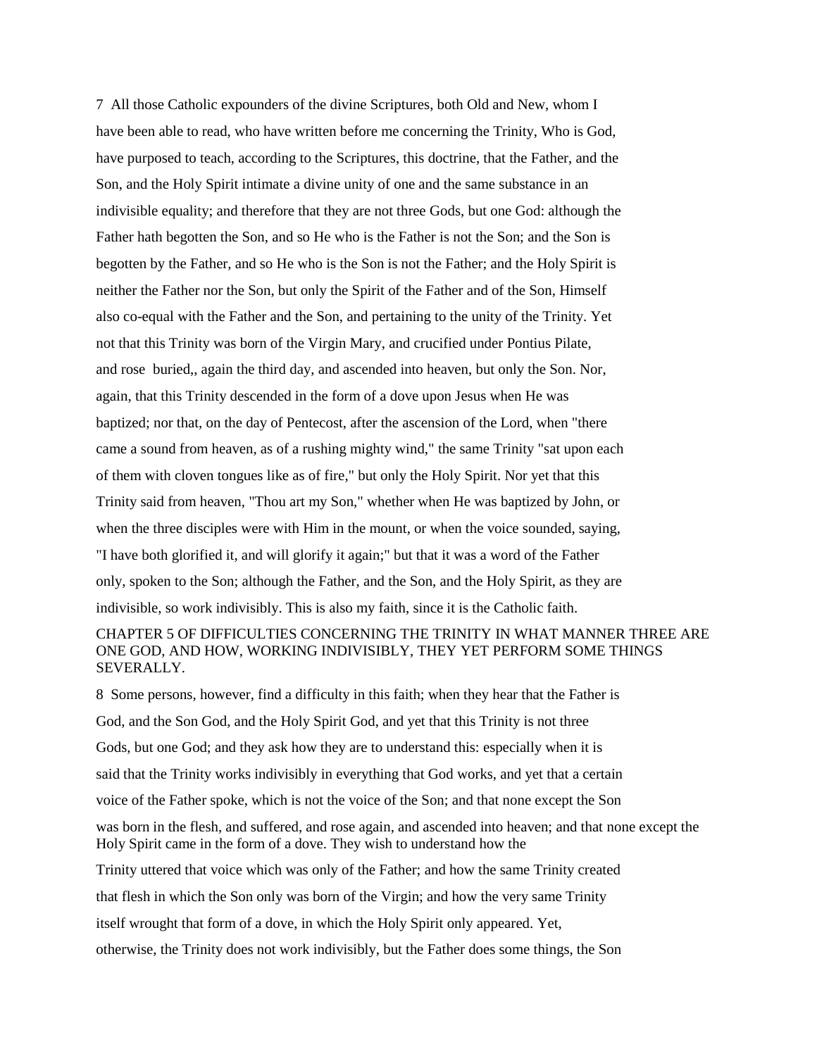7 All those Catholic expounders of the divine Scriptures, both Old and New, whom I have been able to read, who have written before me concerning the Trinity, Who is God, have purposed to teach, according to the Scriptures, this doctrine, that the Father, and the Son, and the Holy Spirit intimate a divine unity of one and the same substance in an indivisible equality; and therefore that they are not three Gods, but one God: although the Father hath begotten the Son, and so He who is the Father is not the Son; and the Son is begotten by the Father, and so He who is the Son is not the Father; and the Holy Spirit is neither the Father nor the Son, but only the Spirit of the Father and of the Son, Himself also co-equal with the Father and the Son, and pertaining to the unity of the Trinity. Yet not that this Trinity was born of the Virgin Mary, and crucified under Pontius Pilate, and rose buried,, again the third day, and ascended into heaven, but only the Son. Nor, again, that this Trinity descended in the form of a dove upon Jesus when He was baptized; nor that, on the day of Pentecost, after the ascension of the Lord, when "there came a sound from heaven, as of a rushing mighty wind," the same Trinity "sat upon each of them with cloven tongues like as of fire," but only the Holy Spirit. Nor yet that this Trinity said from heaven, "Thou art my Son," whether when He was baptized by John, or when the three disciples were with Him in the mount, or when the voice sounded, saying, "I have both glorified it, and will glorify it again;" but that it was a word of the Father only, spoken to the Son; although the Father, and the Son, and the Holy Spirit, as they are indivisible, so work indivisibly. This is also my faith, since it is the Catholic faith.

## CHAPTER 5 OF DIFFICULTIES CONCERNING THE TRINITY IN WHAT MANNER THREE ARE ONE GOD, AND HOW, WORKING INDIVISIBLY, THEY YET PERFORM SOME THINGS SEVERALLY.

8 Some persons, however, find a difficulty in this faith; when they hear that the Father is God, and the Son God, and the Holy Spirit God, and yet that this Trinity is not three Gods, but one God; and they ask how they are to understand this: especially when it is said that the Trinity works indivisibly in everything that God works, and yet that a certain voice of the Father spoke, which is not the voice of the Son; and that none except the Son was born in the flesh, and suffered, and rose again, and ascended into heaven; and that none except the Holy Spirit came in the form of a dove. They wish to understand how the Trinity uttered that voice which was only of the Father; and how the same Trinity created that flesh in which the Son only was born of the Virgin; and how the very same Trinity itself wrought that form of a dove, in which the Holy Spirit only appeared. Yet, otherwise, the Trinity does not work indivisibly, but the Father does some things, the Son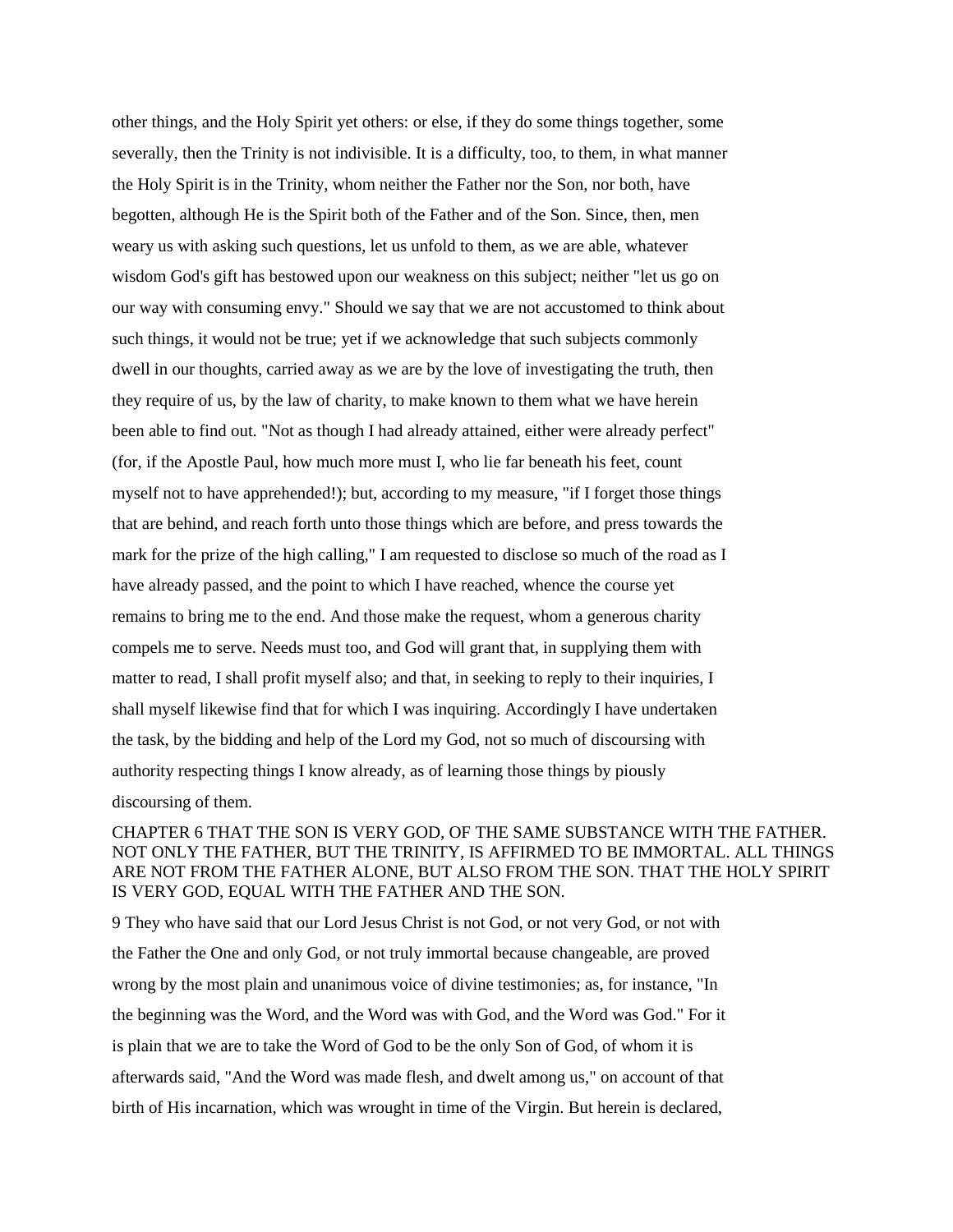other things, and the Holy Spirit yet others: or else, if they do some things together, some severally, then the Trinity is not indivisible. It is a difficulty, too, to them, in what manner the Holy Spirit is in the Trinity, whom neither the Father nor the Son, nor both, have begotten, although He is the Spirit both of the Father and of the Son. Since, then, men weary us with asking such questions, let us unfold to them, as we are able, whatever wisdom God's gift has bestowed upon our weakness on this subject; neither "let us go on our way with consuming envy." Should we say that we are not accustomed to think about such things, it would not be true; yet if we acknowledge that such subjects commonly dwell in our thoughts, carried away as we are by the love of investigating the truth, then they require of us, by the law of charity, to make known to them what we have herein been able to find out. "Not as though I had already attained, either were already perfect" (for, if the Apostle Paul, how much more must I, who lie far beneath his feet, count myself not to have apprehended!); but, according to my measure, "if I forget those things that are behind, and reach forth unto those things which are before, and press towards the mark for the prize of the high calling," I am requested to disclose so much of the road as I have already passed, and the point to which I have reached, whence the course yet remains to bring me to the end. And those make the request, whom a generous charity compels me to serve. Needs must too, and God will grant that, in supplying them with matter to read, I shall profit myself also; and that, in seeking to reply to their inquiries, I shall myself likewise find that for which I was inquiring. Accordingly I have undertaken the task, by the bidding and help of the Lord my God, not so much of discoursing with authority respecting things I know already, as of learning those things by piously discoursing of them.

## CHAPTER 6 THAT THE SON IS VERY GOD, OF THE SAME SUBSTANCE WITH THE FATHER. NOT ONLY THE FATHER, BUT THE TRINITY, IS AFFIRMED TO BE IMMORTAL. ALL THINGS ARE NOT FROM THE FATHER ALONE, BUT ALSO FROM THE SON. THAT THE HOLY SPIRIT IS VERY GOD, EQUAL WITH THE FATHER AND THE SON.

9 They who have said that our Lord Jesus Christ is not God, or not very God, or not with the Father the One and only God, or not truly immortal because changeable, are proved wrong by the most plain and unanimous voice of divine testimonies; as, for instance, "In the beginning was the Word, and the Word was with God, and the Word was God." For it is plain that we are to take the Word of God to be the only Son of God, of whom it is afterwards said, "And the Word was made flesh, and dwelt among us," on account of that birth of His incarnation, which was wrought in time of the Virgin. But herein is declared,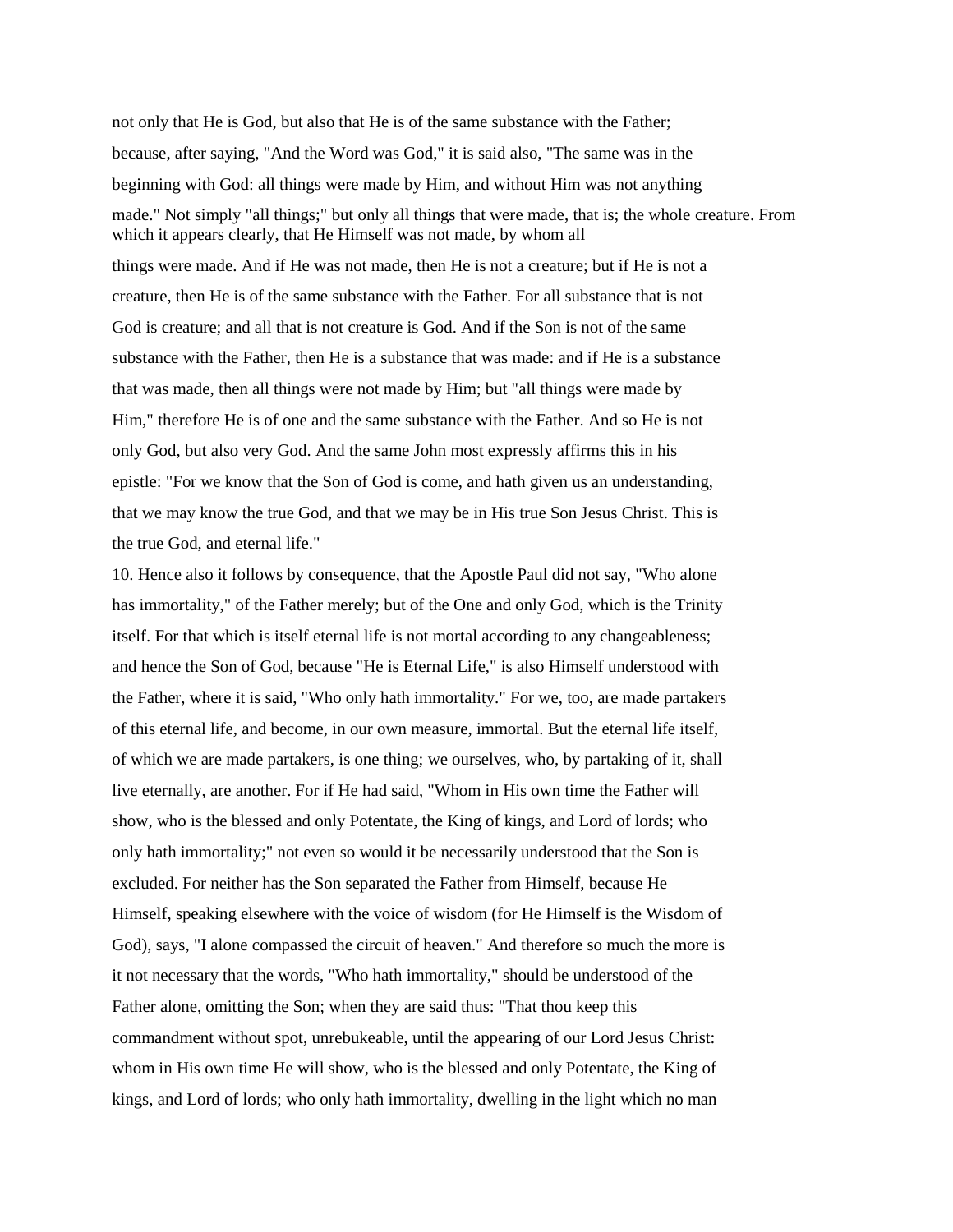not only that He is God, but also that He is of the same substance with the Father; because, after saying, "And the Word was God," it is said also, "The same was in the beginning with God: all things were made by Him, and without Him was not anything made." Not simply "all things;" but only all things that were made, that is; the whole creature. From which it appears clearly, that He Himself was not made, by whom all things were made. And if He was not made, then He is not a creature; but if He is not a creature, then He is of the same substance with the Father. For all substance that is not God is creature; and all that is not creature is God. And if the Son is not of the same substance with the Father, then He is a substance that was made: and if He is a substance that was made, then all things were not made by Him; but "all things were made by Him," therefore He is of one and the same substance with the Father. And so He is not only God, but also very God. And the same John most expressly affirms this in his epistle: "For we know that the Son of God is come, and hath given us an understanding, that we may know the true God, and that we may be in His true Son Jesus Christ. This is the true God, and eternal life."

10. Hence also it follows by consequence, that the Apostle Paul did not say, "Who alone has immortality," of the Father merely; but of the One and only God, which is the Trinity itself. For that which is itself eternal life is not mortal according to any changeableness; and hence the Son of God, because "He is Eternal Life," is also Himself understood with the Father, where it is said, "Who only hath immortality." For we, too, are made partakers of this eternal life, and become, in our own measure, immortal. But the eternal life itself, of which we are made partakers, is one thing; we ourselves, who, by partaking of it, shall live eternally, are another. For if He had said, "Whom in His own time the Father will show, who is the blessed and only Potentate, the King of kings, and Lord of lords; who only hath immortality;" not even so would it be necessarily understood that the Son is excluded. For neither has the Son separated the Father from Himself, because He Himself, speaking elsewhere with the voice of wisdom (for He Himself is the Wisdom of God), says, "I alone compassed the circuit of heaven." And therefore so much the more is it not necessary that the words, "Who hath immortality," should be understood of the Father alone, omitting the Son; when they are said thus: "That thou keep this commandment without spot, unrebukeable, until the appearing of our Lord Jesus Christ: whom in His own time He will show, who is the blessed and only Potentate, the King of kings, and Lord of lords; who only hath immortality, dwelling in the light which no man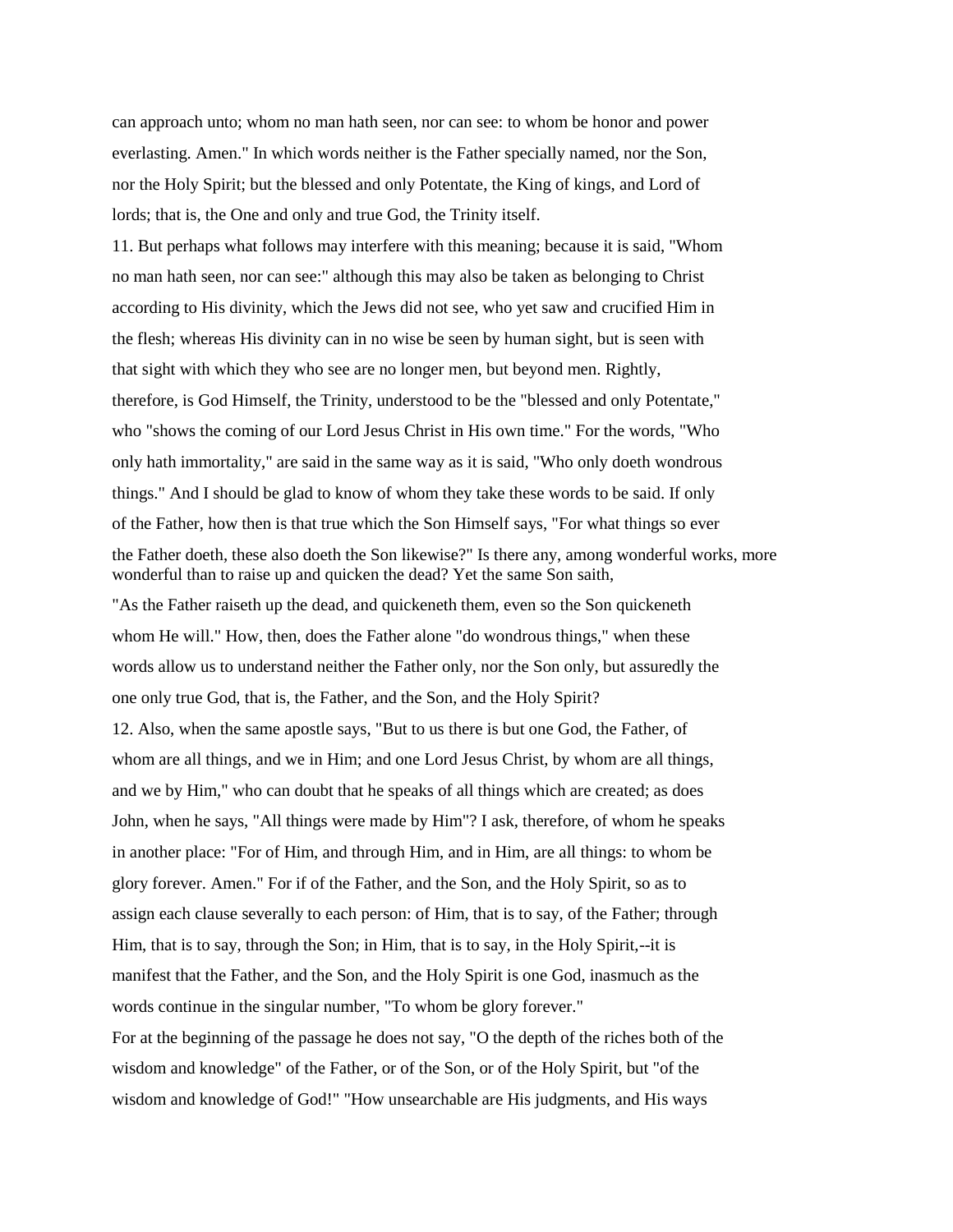can approach unto; whom no man hath seen, nor can see: to whom be honor and power everlasting. Amen." In which words neither is the Father specially named, nor the Son, nor the Holy Spirit; but the blessed and only Potentate, the King of kings, and Lord of lords; that is, the One and only and true God, the Trinity itself.

11. But perhaps what follows may interfere with this meaning; because it is said, "Whom no man hath seen, nor can see:" although this may also be taken as belonging to Christ according to His divinity, which the Jews did not see, who yet saw and crucified Him in the flesh; whereas His divinity can in no wise be seen by human sight, but is seen with that sight with which they who see are no longer men, but beyond men. Rightly, therefore, is God Himself, the Trinity, understood to be the "blessed and only Potentate," who "shows the coming of our Lord Jesus Christ in His own time." For the words, "Who only hath immortality," are said in the same way as it is said, "Who only doeth wondrous things." And I should be glad to know of whom they take these words to be said. If only of the Father, how then is that true which the Son Himself says, "For what things so ever the Father doeth, these also doeth the Son likewise?" Is there any, among wonderful works, more wonderful than to raise up and quicken the dead? Yet the same Son saith, "As the Father raiseth up the dead, and quickeneth them, even so the Son quickeneth whom He will." How, then, does the Father alone "do wondrous things," when these words allow us to understand neither the Father only, nor the Son only, but assuredly the one only true God, that is, the Father, and the Son, and the Holy Spirit?

12. Also, when the same apostle says, "But to us there is but one God, the Father, of whom are all things, and we in Him; and one Lord Jesus Christ, by whom are all things, and we by Him," who can doubt that he speaks of all things which are created; as does John, when he says, "All things were made by Him"? I ask, therefore, of whom he speaks in another place: "For of Him, and through Him, and in Him, are all things: to whom be glory forever. Amen." For if of the Father, and the Son, and the Holy Spirit, so as to assign each clause severally to each person: of Him, that is to say, of the Father; through Him, that is to say, through the Son; in Him, that is to say, in the Holy Spirit,--it is manifest that the Father, and the Son, and the Holy Spirit is one God, inasmuch as the words continue in the singular number, "To whom be glory forever."

For at the beginning of the passage he does not say, "O the depth of the riches both of the wisdom and knowledge" of the Father, or of the Son, or of the Holy Spirit, but "of the wisdom and knowledge of God!" "How unsearchable are His judgments, and His ways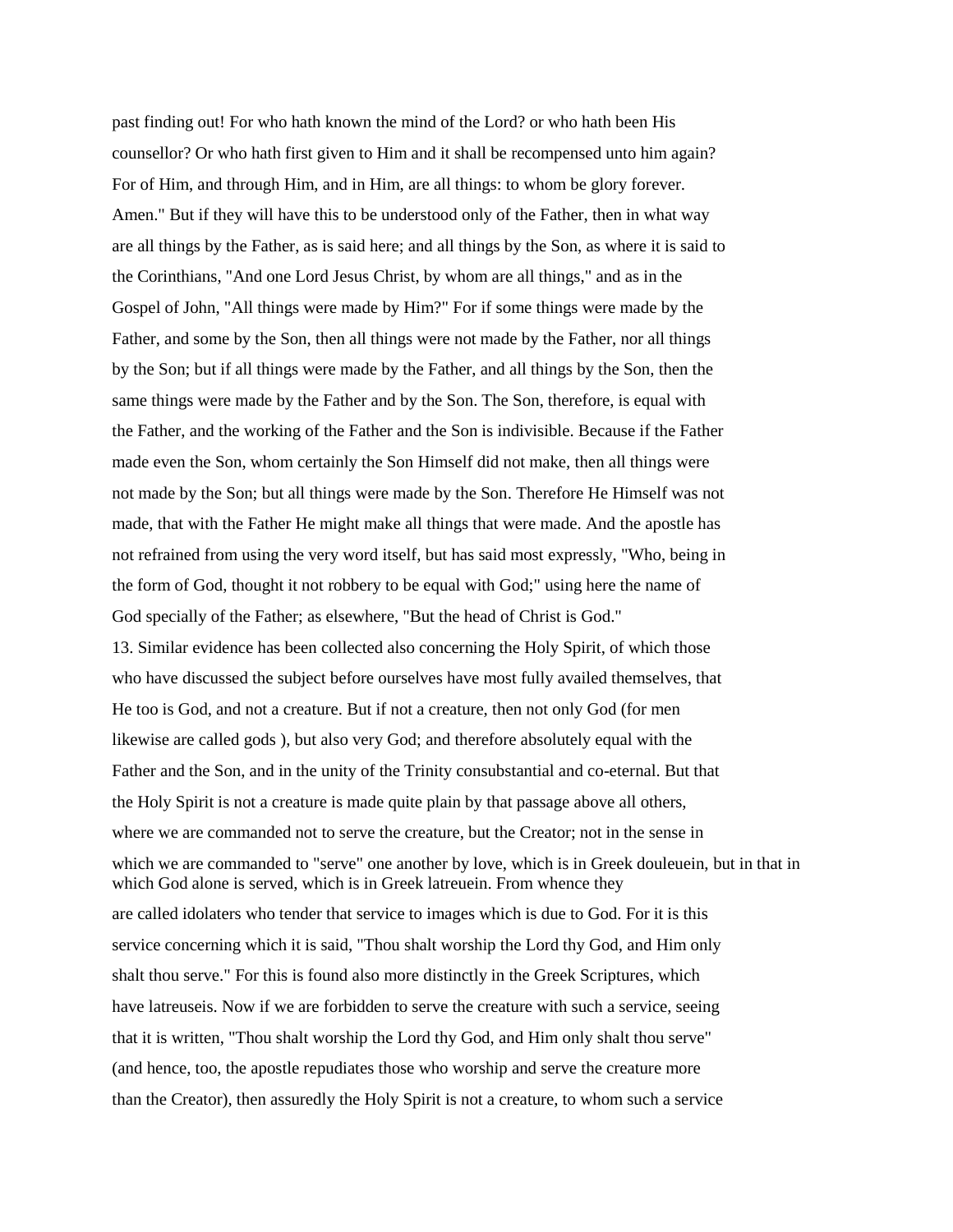past finding out! For who hath known the mind of the Lord? or who hath been His counsellor? Or who hath first given to Him and it shall be recompensed unto him again? For of Him, and through Him, and in Him, are all things: to whom be glory forever. Amen." But if they will have this to be understood only of the Father, then in what way are all things by the Father, as is said here; and all things by the Son, as where it is said to the Corinthians, "And one Lord Jesus Christ, by whom are all things," and as in the Gospel of John, "All things were made by Him?" For if some things were made by the Father, and some by the Son, then all things were not made by the Father, nor all things by the Son; but if all things were made by the Father, and all things by the Son, then the same things were made by the Father and by the Son. The Son, therefore, is equal with the Father, and the working of the Father and the Son is indivisible. Because if the Father made even the Son, whom certainly the Son Himself did not make, then all things were not made by the Son; but all things were made by the Son. Therefore He Himself was not made, that with the Father He might make all things that were made. And the apostle has not refrained from using the very word itself, but has said most expressly, "Who, being in the form of God, thought it not robbery to be equal with God;" using here the name of God specially of the Father; as elsewhere, "But the head of Christ is God."

13. Similar evidence has been collected also concerning the Holy Spirit, of which those who have discussed the subject before ourselves have most fully availed themselves, that He too is God, and not a creature. But if not a creature, then not only God (for men likewise are called gods ), but also very God; and therefore absolutely equal with the Father and the Son, and in the unity of the Trinity consubstantial and co-eternal. But that the Holy Spirit is not a creature is made quite plain by that passage above all others, where we are commanded not to serve the creature, but the Creator; not in the sense in which we are commanded to "serve" one another by love, which is in Greek douleuein, but in that in which God alone is served, which is in Greek latreuein. From whence they are called idolaters who tender that service to images which is due to God. For it is this service concerning which it is said, "Thou shalt worship the Lord thy God, and Him only shalt thou serve." For this is found also more distinctly in the Greek Scriptures, which have latreuseis. Now if we are forbidden to serve the creature with such a service, seeing that it is written, "Thou shalt worship the Lord thy God, and Him only shalt thou serve" (and hence, too, the apostle repudiates those who worship and serve the creature more than the Creator), then assuredly the Holy Spirit is not a creature, to whom such a service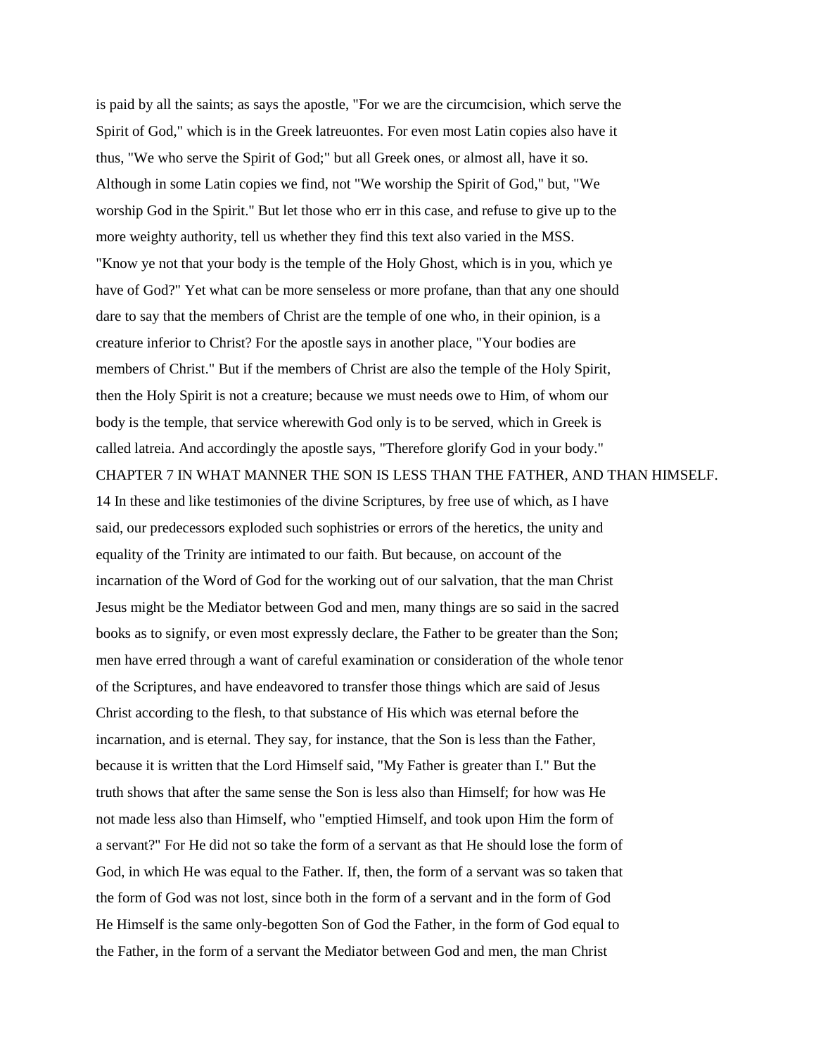is paid by all the saints; as says the apostle, "For we are the circumcision, which serve the Spirit of God," which is in the Greek latreuontes. For even most Latin copies also have it thus, "We who serve the Spirit of God;" but all Greek ones, or almost all, have it so. Although in some Latin copies we find, not "We worship the Spirit of God," but, "We worship God in the Spirit." But let those who err in this case, and refuse to give up to the more weighty authority, tell us whether they find this text also varied in the MSS. "Know ye not that your body is the temple of the Holy Ghost, which is in you, which ye have of God?" Yet what can be more senseless or more profane, than that any one should dare to say that the members of Christ are the temple of one who, in their opinion, is a creature inferior to Christ? For the apostle says in another place, "Your bodies are members of Christ." But if the members of Christ are also the temple of the Holy Spirit, then the Holy Spirit is not a creature; because we must needs owe to Him, of whom our body is the temple, that service wherewith God only is to be served, which in Greek is called latreia. And accordingly the apostle says, "Therefore glorify God in your body."

## CHAPTER 7 IN WHAT MANNER THE SON IS LESS THAN THE FATHER, AND THAN HIMSELF.

14 In these and like testimonies of the divine Scriptures, by free use of which, as I have said, our predecessors exploded such sophistries or errors of the heretics, the unity and equality of the Trinity are intimated to our faith. But because, on account of the incarnation of the Word of God for the working out of our salvation, that the man Christ Jesus might be the Mediator between God and men, many things are so said in the sacred books as to signify, or even most expressly declare, the Father to be greater than the Son; men have erred through a want of careful examination or consideration of the whole tenor of the Scriptures, and have endeavored to transfer those things which are said of Jesus Christ according to the flesh, to that substance of His which was eternal before the incarnation, and is eternal. They say, for instance, that the Son is less than the Father, because it is written that the Lord Himself said, "My Father is greater than I." But the truth shows that after the same sense the Son is less also than Himself; for how was He not made less also than Himself, who "emptied Himself, and took upon Him the form of a servant?" For He did not so take the form of a servant as that He should lose the form of God, in which He was equal to the Father. If, then, the form of a servant was so taken that the form of God was not lost, since both in the form of a servant and in the form of God He Himself is the same only-begotten Son of God the Father, in the form of God equal to the Father, in the form of a servant the Mediator between God and men, the man Christ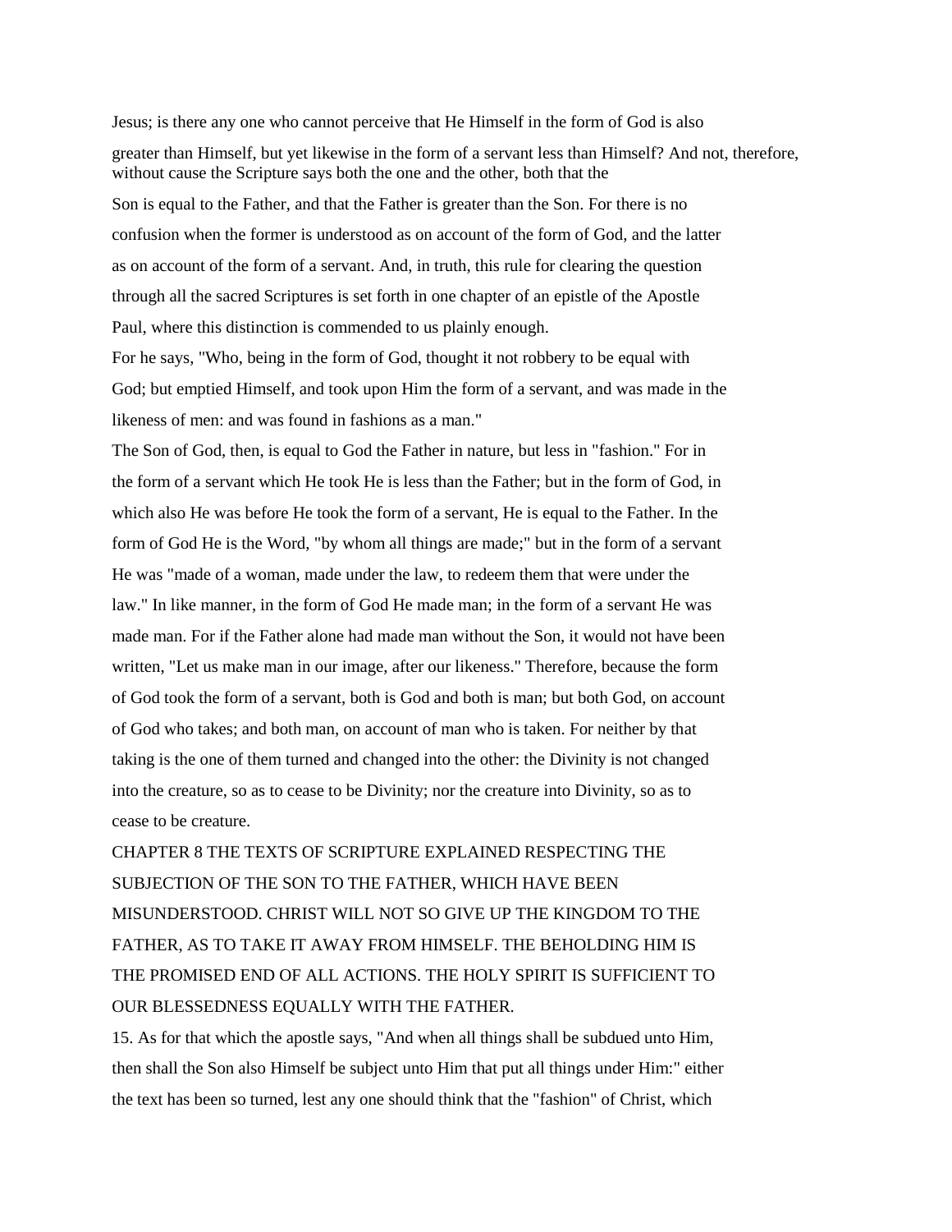Jesus; is there any one who cannot perceive that He Himself in the form of God is also greater than Himself, but yet likewise in the form of a servant less than Himself? And not, therefore, without cause the Scripture says both the one and the other, both that the Son is equal to the Father, and that the Father is greater than the Son. For there is no confusion when the former is understood as on account of the form of God, and the latter as on account of the form of a servant. And, in truth, this rule for clearing the question through all the sacred Scriptures is set forth in one chapter of an epistle of the Apostle Paul, where this distinction is commended to us plainly enough.

For he says, "Who, being in the form of God, thought it not robbery to be equal with God; but emptied Himself, and took upon Him the form of a servant, and was made in the likeness of men: and was found in fashions as a man."

The Son of God, then, is equal to God the Father in nature, but less in "fashion." For in the form of a servant which He took He is less than the Father; but in the form of God, in which also He was before He took the form of a servant, He is equal to the Father. In the form of God He is the Word, "by whom all things are made;" but in the form of a servant He was "made of a woman, made under the law, to redeem them that were under the law." In like manner, in the form of God He made man; in the form of a servant He was made man. For if the Father alone had made man without the Son, it would not have been written, "Let us make man in our image, after our likeness." Therefore, because the form of God took the form of a servant, both is God and both is man; but both God, on account of God who takes; and both man, on account of man who is taken. For neither by that taking is the one of them turned and changed into the other: the Divinity is not changed into the creature, so as to cease to be Divinity; nor the creature into Divinity, so as to cease to be creature.

## CHAPTER 8 THE TEXTS OF SCRIPTURE EXPLAINED RESPECTING THE SUBJECTION OF THE SON TO THE FATHER, WHICH HAVE BEEN MISUNDERSTOOD. CHRIST WILL NOT SO GIVE UP THE KINGDOM TO THE FATHER, AS TO TAKE IT AWAY FROM HIMSELF. THE BEHOLDING HIM IS THE PROMISED END OF ALL ACTIONS. THE HOLY SPIRIT IS SUFFICIENT TO OUR BLESSEDNESS EQUALLY WITH THE FATHER.

15. As for that which the apostle says, "And when all things shall be subdued unto Him, then shall the Son also Himself be subject unto Him that put all things under Him:" either the text has been so turned, lest any one should think that the "fashion" of Christ, which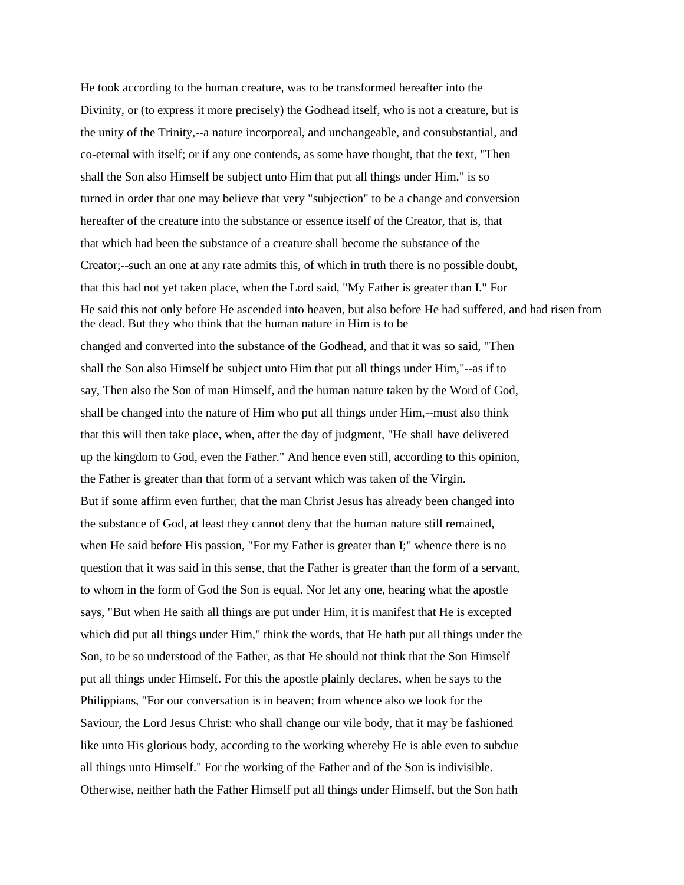He took according to the human creature, was to be transformed hereafter into the Divinity, or (to express it more precisely) the Godhead itself, who is not a creature, but is the unity of the Trinity,--a nature incorporeal, and unchangeable, and consubstantial, and co-eternal with itself; or if any one contends, as some have thought, that the text, "Then shall the Son also Himself be subject unto Him that put all things under Him," is so turned in order that one may believe that very "subjection" to be a change and conversion hereafter of the creature into the substance or essence itself of the Creator, that is, that that which had been the substance of a creature shall become the substance of the Creator;--such an one at any rate admits this, of which in truth there is no possible doubt, that this had not yet taken place, when the Lord said, "My Father is greater than I." For He said this not only before He ascended into heaven, but also before He had suffered, and had risen from the dead. But they who think that the human nature in Him is to be changed and converted into the substance of the Godhead, and that it was so said, "Then shall the Son also Himself be subject unto Him that put all things under Him,"--as if to say, Then also the Son of man Himself, and the human nature taken by the Word of God, shall be changed into the nature of Him who put all things under Him,--must also think that this will then take place, when, after the day of judgment, "He shall have delivered up the kingdom to God, even the Father." And hence even still, according to this opinion, the Father is greater than that form of a servant which was taken of the Virgin.

But if some affirm even further, that the man Christ Jesus has already been changed into the substance of God, at least they cannot deny that the human nature still remained, when He said before His passion, "For my Father is greater than I;" whence there is no question that it was said in this sense, that the Father is greater than the form of a servant, to whom in the form of God the Son is equal. Nor let any one, hearing what the apostle says, "But when He saith all things are put under Him, it is manifest that He is excepted which did put all things under Him," think the words, that He hath put all things under the Son, to be so understood of the Father, as that He should not think that the Son Himself put all things under Himself. For this the apostle plainly declares, when he says to the Philippians, "For our conversation is in heaven; from whence also we look for the Saviour, the Lord Jesus Christ: who shall change our vile body, that it may be fashioned like unto His glorious body, according to the working whereby He is able even to subdue all things unto Himself." For the working of the Father and of the Son is indivisible. Otherwise, neither hath the Father Himself put all things under Himself, but the Son hath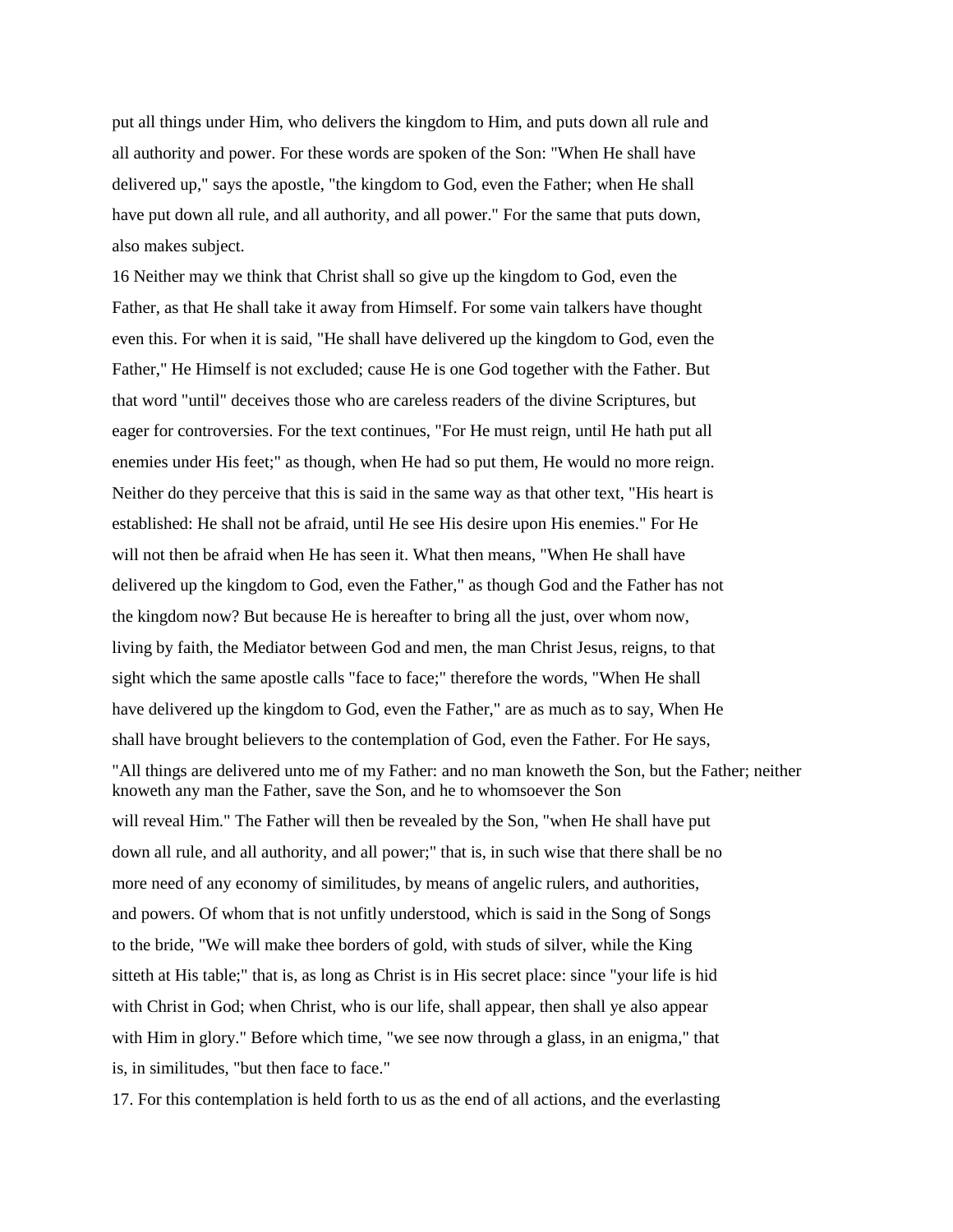put all things under Him, who delivers the kingdom to Him, and puts down all rule and all authority and power. For these words are spoken of the Son: "When He shall have delivered up," says the apostle, "the kingdom to God, even the Father; when He shall have put down all rule, and all authority, and all power." For the same that puts down, also makes subject.

16 Neither may we think that Christ shall so give up the kingdom to God, even the Father, as that He shall take it away from Himself. For some vain talkers have thought even this. For when it is said, "He shall have delivered up the kingdom to God, even the Father," He Himself is not excluded; cause He is one God together with the Father. But that word "until" deceives those who are careless readers of the divine Scriptures, but eager for controversies. For the text continues, "For He must reign, until He hath put all enemies under His feet;" as though, when He had so put them, He would no more reign. Neither do they perceive that this is said in the same way as that other text, "His heart is established: He shall not be afraid, until He see His desire upon His enemies." For He will not then be afraid when He has seen it. What then means, "When He shall have delivered up the kingdom to God, even the Father," as though God and the Father has not the kingdom now? But because He is hereafter to bring all the just, over whom now, living by faith, the Mediator between God and men, the man Christ Jesus, reigns, to that sight which the same apostle calls "face to face;" therefore the words, "When He shall have delivered up the kingdom to God, even the Father," are as much as to say, When He shall have brought believers to the contemplation of God, even the Father. For He says, "All things are delivered unto me of my Father: and no man knoweth the Son, but the Father; neither knoweth any man the Father, save the Son, and he to whomsoever the Son will reveal Him." The Father will then be revealed by the Son, "when He shall have put down all rule, and all authority, and all power;" that is, in such wise that there shall be no more need of any economy of similitudes, by means of angelic rulers, and authorities, and powers. Of whom that is not unfitly understood, which is said in the Song of Songs to the bride, "We will make thee borders of gold, with studs of silver, while the King sitteth at His table;" that is, as long as Christ is in His secret place: since "your life is hid with Christ in God; when Christ, who is our life, shall appear, then shall ye also appear with Him in glory." Before which time, "we see now through a glass, in an enigma," that is, in similitudes, "but then face to face."

17. For this contemplation is held forth to us as the end of all actions, and the everlasting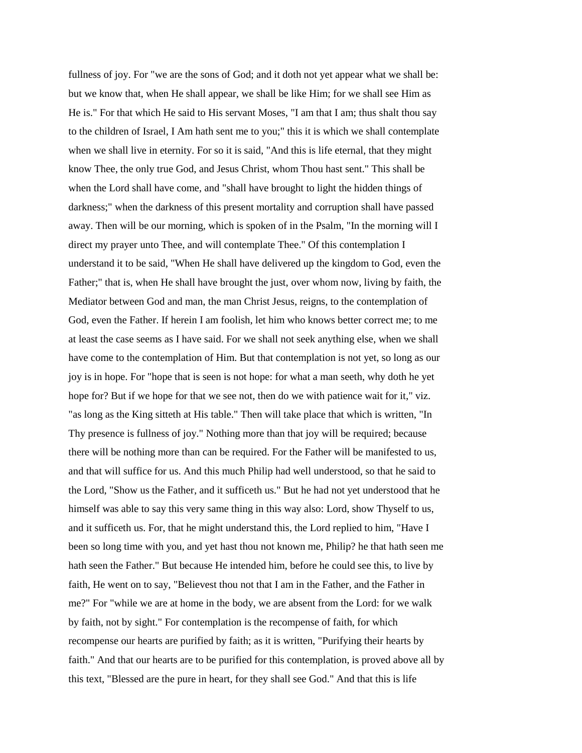fullness of joy. For "we are the sons of God; and it doth not yet appear what we shall be: but we know that, when He shall appear, we shall be like Him; for we shall see Him as He is." For that which He said to His servant Moses, "I am that I am; thus shalt thou say to the children of Israel, I Am hath sent me to you;" this it is which we shall contemplate when we shall live in eternity. For so it is said, "And this is life eternal, that they might know Thee, the only true God, and Jesus Christ, whom Thou hast sent." This shall be when the Lord shall have come, and "shall have brought to light the hidden things of darkness;" when the darkness of this present mortality and corruption shall have passed away. Then will be our morning, which is spoken of in the Psalm, "In the morning will I direct my prayer unto Thee, and will contemplate Thee." Of this contemplation I understand it to be said, "When He shall have delivered up the kingdom to God, even the Father;" that is, when He shall have brought the just, over whom now, living by faith, the Mediator between God and man, the man Christ Jesus, reigns, to the contemplation of God, even the Father. If herein I am foolish, let him who knows better correct me; to me at least the case seems as I have said. For we shall not seek anything else, when we shall have come to the contemplation of Him. But that contemplation is not yet, so long as our joy is in hope. For "hope that is seen is not hope: for what a man seeth, why doth he yet hope for? But if we hope for that we see not, then do we with patience wait for it," viz. "as long as the King sitteth at His table." Then will take place that which is written, "In Thy presence is fullness of joy." Nothing more than that joy will be required; because there will be nothing more than can be required. For the Father will be manifested to us, and that will suffice for us. And this much Philip had well understood, so that he said to the Lord, "Show us the Father, and it sufficeth us." But he had not yet understood that he himself was able to say this very same thing in this way also: Lord, show Thyself to us, and it sufficeth us. For, that he might understand this, the Lord replied to him, "Have I been so long time with you, and yet hast thou not known me, Philip? he that hath seen me hath seen the Father." But because He intended him, before he could see this, to live by faith, He went on to say, "Believest thou not that I am in the Father, and the Father in me?" For "while we are at home in the body, we are absent from the Lord: for we walk by faith, not by sight." For contemplation is the recompense of faith, for which recompense our hearts are purified by faith; as it is written, "Purifying their hearts by faith." And that our hearts are to be purified for this contemplation, is proved above all by this text, "Blessed are the pure in heart, for they shall see God." And that this is life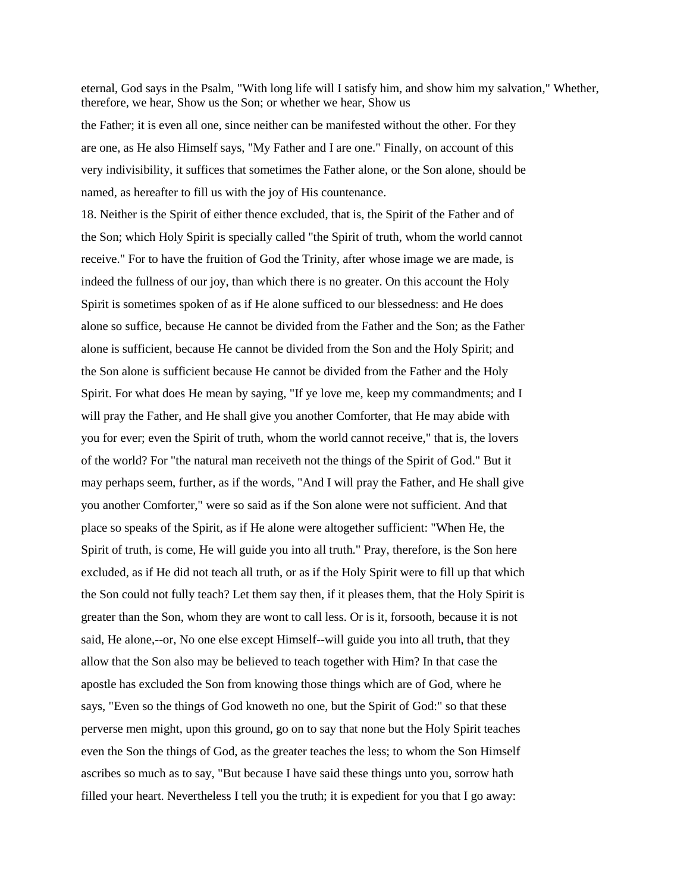eternal, God says in the Psalm, "With long life will I satisfy him, and show him my salvation," Whether, therefore, we hear, Show us the Son; or whether we hear, Show us the Father; it is even all one, since neither can be manifested without the other. For they are one, as He also Himself says, "My Father and I are one." Finally, on account of this very indivisibility, it suffices that sometimes the Father alone, or the Son alone, should be named, as hereafter to fill us with the joy of His countenance.

18. Neither is the Spirit of either thence excluded, that is, the Spirit of the Father and of the Son; which Holy Spirit is specially called "the Spirit of truth, whom the world cannot receive." For to have the fruition of God the Trinity, after whose image we are made, is indeed the fullness of our joy, than which there is no greater. On this account the Holy Spirit is sometimes spoken of as if He alone sufficed to our blessedness: and He does alone so suffice, because He cannot be divided from the Father and the Son; as the Father alone is sufficient, because He cannot be divided from the Son and the Holy Spirit; and the Son alone is sufficient because He cannot be divided from the Father and the Holy Spirit. For what does He mean by saying, "If ye love me, keep my commandments; and I will pray the Father, and He shall give you another Comforter, that He may abide with you for ever; even the Spirit of truth, whom the world cannot receive," that is, the lovers of the world? For "the natural man receiveth not the things of the Spirit of God." But it may perhaps seem, further, as if the words, "And I will pray the Father, and He shall give you another Comforter," were so said as if the Son alone were not sufficient. And that place so speaks of the Spirit, as if He alone were altogether sufficient: "When He, the Spirit of truth, is come, He will guide you into all truth." Pray, therefore, is the Son here excluded, as if He did not teach all truth, or as if the Holy Spirit were to fill up that which the Son could not fully teach? Let them say then, if it pleases them, that the Holy Spirit is greater than the Son, whom they are wont to call less. Or is it, forsooth, because it is not said, He alone,--or, No one else except Himself--will guide you into all truth, that they allow that the Son also may be believed to teach together with Him? In that case the apostle has excluded the Son from knowing those things which are of God, where he says, "Even so the things of God knoweth no one, but the Spirit of God:" so that these perverse men might, upon this ground, go on to say that none but the Holy Spirit teaches even the Son the things of God, as the greater teaches the less; to whom the Son Himself ascribes so much as to say, "But because I have said these things unto you, sorrow hath filled your heart. Nevertheless I tell you the truth; it is expedient for you that I go away: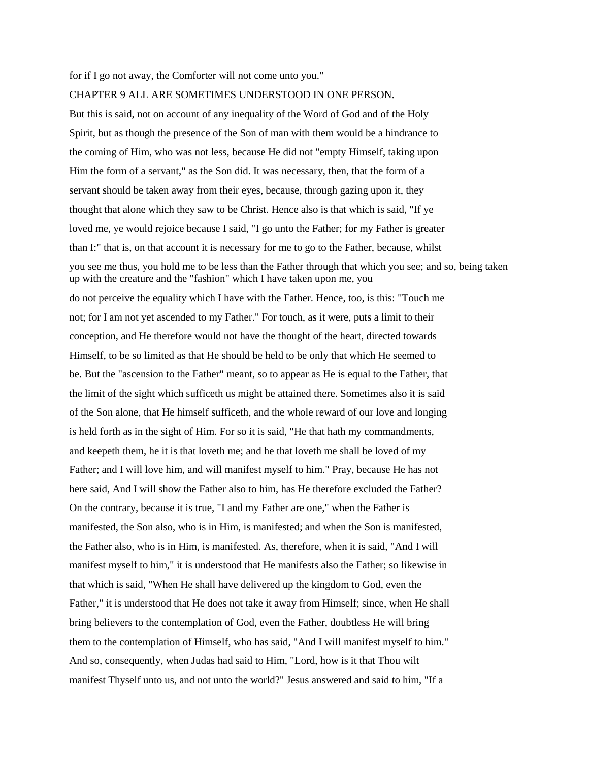for if I go not away, the Comforter will not come unto you."

## CHAPTER 9 ALL ARE SOMETIMES UNDERSTOOD IN ONE PERSON.

But this is said, not on account of any inequality of the Word of God and of the Holy Spirit, but as though the presence of the Son of man with them would be a hindrance to the coming of Him, who was not less, because He did not "empty Himself, taking upon Him the form of a servant," as the Son did. It was necessary, then, that the form of a servant should be taken away from their eyes, because, through gazing upon it, they thought that alone which they saw to be Christ. Hence also is that which is said, "If ye loved me, ye would rejoice because I said, "I go unto the Father; for my Father is greater than I:" that is, on that account it is necessary for me to go to the Father, because, whilst you see me thus, you hold me to be less than the Father through that which you see; and so, being taken up with the creature and the "fashion" which I have taken upon me, you do not perceive the equality which I have with the Father. Hence, too, is this: "Touch me not; for I am not yet ascended to my Father." For touch, as it were, puts a limit to their conception, and He therefore would not have the thought of the heart, directed towards Himself, to be so limited as that He should be held to be only that which He seemed to be. But the "ascension to the Father" meant, so to appear as He is equal to the Father, that the limit of the sight which sufficeth us might be attained there. Sometimes also it is said of the Son alone, that He himself sufficeth, and the whole reward of our love and longing is held forth as in the sight of Him. For so it is said, "He that hath my commandments, and keepeth them, he it is that loveth me; and he that loveth me shall be loved of my Father; and I will love him, and will manifest myself to him." Pray, because He has not here said, And I will show the Father also to him, has He therefore excluded the Father? On the contrary, because it is true, "I and my Father are one," when the Father is manifested, the Son also, who is in Him, is manifested; and when the Son is manifested, the Father also, who is in Him, is manifested. As, therefore, when it is said, "And I will manifest myself to him," it is understood that He manifests also the Father; so likewise in that which is said, "When He shall have delivered up the kingdom to God, even the Father," it is understood that He does not take it away from Himself; since, when He shall bring believers to the contemplation of God, even the Father, doubtless He will bring them to the contemplation of Himself, who has said, "And I will manifest myself to him." And so, consequently, when Judas had said to Him, "Lord, how is it that Thou wilt manifest Thyself unto us, and not unto the world?" Jesus answered and said to him, "If a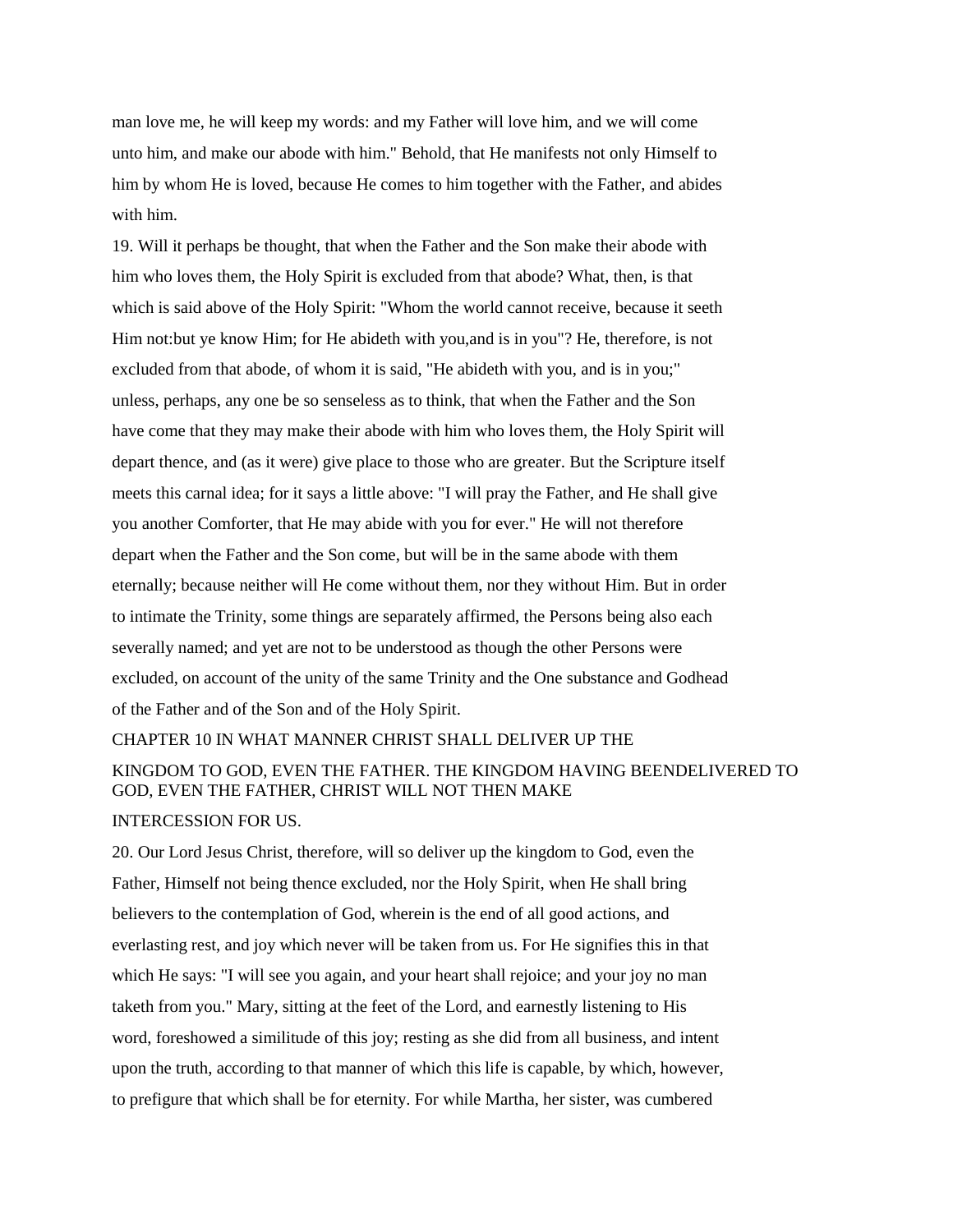man love me, he will keep my words: and my Father will love him, and we will come unto him, and make our abode with him." Behold, that He manifests not only Himself to him by whom He is loved, because He comes to him together with the Father, and abides with him.

19. Will it perhaps be thought, that when the Father and the Son make their abode with him who loves them, the Holy Spirit is excluded from that abode? What, then, is that which is said above of the Holy Spirit: "Whom the world cannot receive, because it seeth Him not:but ye know Him; for He abideth with you,and is in you"? He, therefore, is not excluded from that abode, of whom it is said, "He abideth with you, and is in you;" unless, perhaps, any one be so senseless as to think, that when the Father and the Son have come that they may make their abode with him who loves them, the Holy Spirit will depart thence, and (as it were) give place to those who are greater. But the Scripture itself meets this carnal idea; for it says a little above: "I will pray the Father, and He shall give you another Comforter, that He may abide with you for ever." He will not therefore depart when the Father and the Son come, but will be in the same abode with them eternally; because neither will He come without them, nor they without Him. But in order to intimate the Trinity, some things are separately affirmed, the Persons being also each severally named; and yet are not to be understood as though the other Persons were excluded, on account of the unity of the same Trinity and the One substance and Godhead of the Father and of the Son and of the Holy Spirit.

## CHAPTER 10 IN WHAT MANNER CHRIST SHALL DELIVER UP THE KINGDOM TO GOD, EVEN THE FATHER. THE KINGDOM HAVING BEENDELIVERED TO GOD, EVEN THE FATHER, CHRIST WILL NOT THEN MAKE INTERCESSION FOR US.

20. Our Lord Jesus Christ, therefore, will so deliver up the kingdom to God, even the Father, Himself not being thence excluded, nor the Holy Spirit, when He shall bring believers to the contemplation of God, wherein is the end of all good actions, and everlasting rest, and joy which never will be taken from us. For He signifies this in that which He says: "I will see you again, and your heart shall rejoice; and your joy no man taketh from you." Mary, sitting at the feet of the Lord, and earnestly listening to His word, foreshowed a similitude of this joy; resting as she did from all business, and intent upon the truth, according to that manner of which this life is capable, by which, however, to prefigure that which shall be for eternity. For while Martha, her sister, was cumbered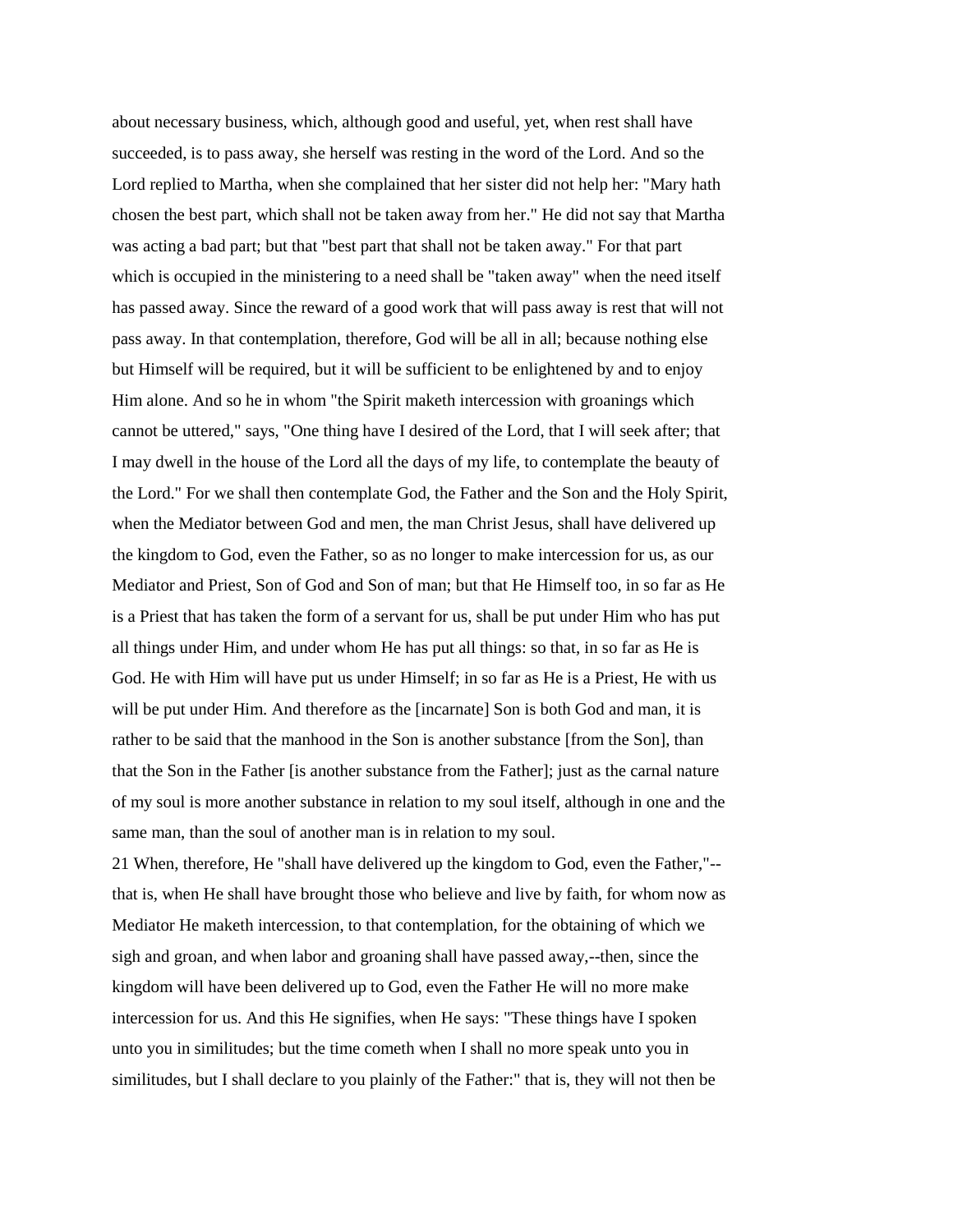about necessary business, which, although good and useful, yet, when rest shall have succeeded, is to pass away, she herself was resting in the word of the Lord. And so the Lord replied to Martha, when she complained that her sister did not help her: "Mary hath chosen the best part, which shall not be taken away from her." He did not say that Martha was acting a bad part; but that "best part that shall not be taken away." For that part which is occupied in the ministering to a need shall be "taken away" when the need itself has passed away. Since the reward of a good work that will pass away is rest that will not pass away. In that contemplation, therefore, God will be all in all; because nothing else but Himself will be required, but it will be sufficient to be enlightened by and to enjoy Him alone. And so he in whom "the Spirit maketh intercession with groanings which cannot be uttered," says, "One thing have I desired of the Lord, that I will seek after; that I may dwell in the house of the Lord all the days of my life, to contemplate the beauty of the Lord." For we shall then contemplate God, the Father and the Son and the Holy Spirit, when the Mediator between God and men, the man Christ Jesus, shall have delivered up the kingdom to God, even the Father, so as no longer to make intercession for us, as our Mediator and Priest, Son of God and Son of man; but that He Himself too, in so far as He is a Priest that has taken the form of a servant for us, shall be put under Him who has put all things under Him, and under whom He has put all things: so that, in so far as He is God. He with Him will have put us under Himself; in so far as He is a Priest, He with us will be put under Him. And therefore as the [incarnate] Son is both God and man, it is rather to be said that the manhood in the Son is another substance [from the Son], than that the Son in the Father [is another substance from the Father]; just as the carnal nature of my soul is more another substance in relation to my soul itself, although in one and the same man, than the soul of another man is in relation to my soul.

21 When, therefore, He "shall have delivered up the kingdom to God, even the Father,"--that is, when He shall have brought those who believe and live by faith, for whom now as Mediator He maketh intercession, to that contemplation, for the obtaining of which we sigh and groan, and when labor and groaning shall have passed away,--then, since the kingdom will have been delivered up to God, even the Father He will no more make intercession for us. And this He signifies, when He says: "These things have I spoken unto you in similitudes; but the time cometh when I shall no more speak unto you in similitudes, but I shall declare to you plainly of the Father:" that is, they will not then be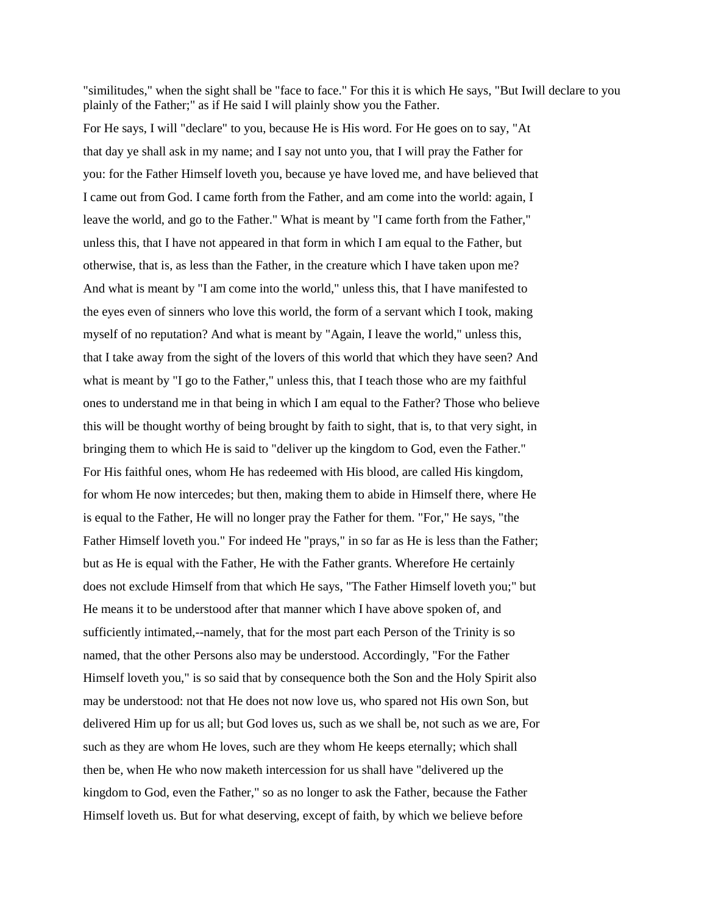"similitudes," when the sight shall be "face to face." For this it is which He says, "But Iwill declare to you plainly of the Father;" as if He said I will plainly show you the Father.

For He says, I will "declare" to you, because He is His word. For He goes on to say, "At that day ye shall ask in my name; and I say not unto you, that I will pray the Father for you: for the Father Himself loveth you, because ye have loved me, and have believed that I came out from God. I came forth from the Father, and am come into the world: again, I leave the world, and go to the Father." What is meant by "I came forth from the Father," unless this, that I have not appeared in that form in which I am equal to the Father, but otherwise, that is, as less than the Father, in the creature which I have taken upon me? And what is meant by "I am come into the world," unless this, that I have manifested to the eyes even of sinners who love this world, the form of a servant which I took, making myself of no reputation? And what is meant by "Again, I leave the world," unless this, that I take away from the sight of the lovers of this world that which they have seen? And what is meant by "I go to the Father," unless this, that I teach those who are my faithful ones to understand me in that being in which I am equal to the Father? Those who believe this will be thought worthy of being brought by faith to sight, that is, to that very sight, in bringing them to which He is said to "deliver up the kingdom to God, even the Father." For His faithful ones, whom He has redeemed with His blood, are called His kingdom, for whom He now intercedes; but then, making them to abide in Himself there, where He is equal to the Father, He will no longer pray the Father for them. "For," He says, "the Father Himself loveth you." For indeed He "prays," in so far as He is less than the Father; but as He is equal with the Father, He with the Father grants. Wherefore He certainly does not exclude Himself from that which He says, "The Father Himself loveth you;" but He means it to be understood after that manner which I have above spoken of, and sufficiently intimated,--namely, that for the most part each Person of the Trinity is so named, that the other Persons also may be understood. Accordingly, "For the Father Himself loveth you," is so said that by consequence both the Son and the Holy Spirit also may be understood: not that He does not now love us, who spared not His own Son, but delivered Him up for us all; but God loves us, such as we shall be, not such as we are, For such as they are whom He loves, such are they whom He keeps eternally; which shall then be, when He who now maketh intercession for us shall have "delivered up the kingdom to God, even the Father," so as no longer to ask the Father, because the Father Himself loveth us. But for what deserving, except of faith, by which we believe before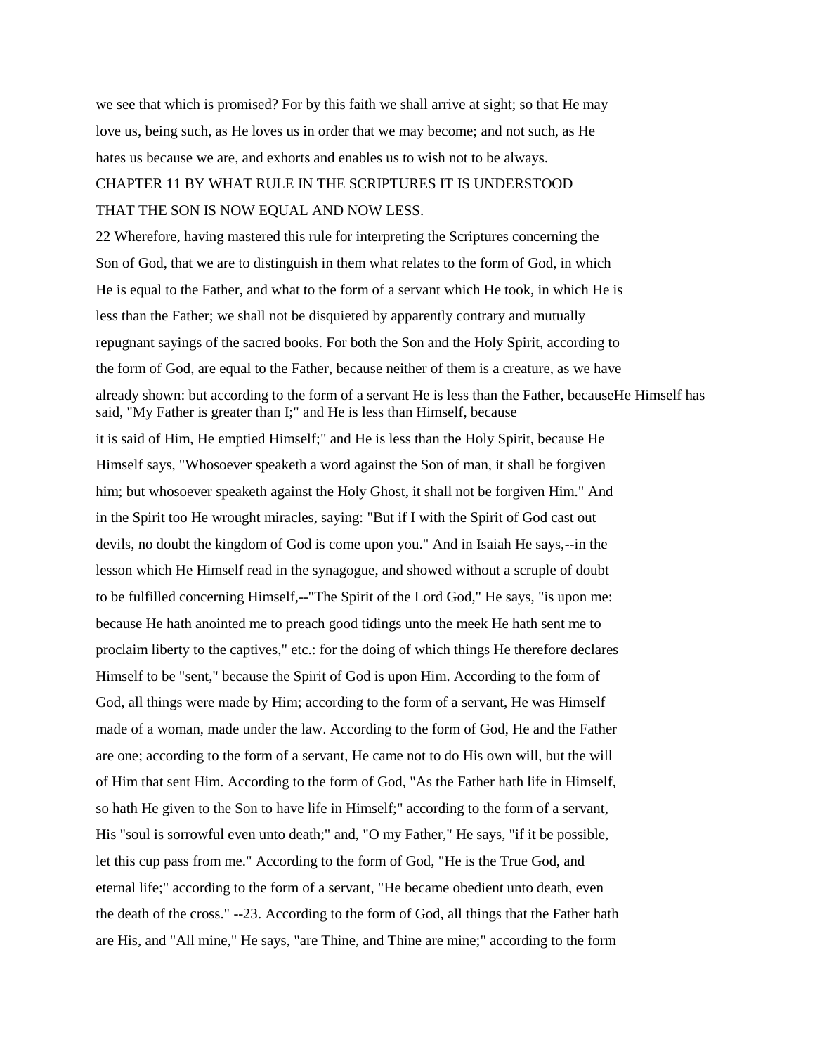we see that which is promised? For by this faith we shall arrive at sight; so that He may love us, being such, as He loves us in order that we may become; and not such, as He hates us because we are, and exhorts and enables us to wish not to be always.

## CHAPTER 11 BY WHAT RULE IN THE SCRIPTURES IT IS UNDERSTOOD THAT THE SON IS NOW EQUAL AND NOW LESS.

22 Wherefore, having mastered this rule for interpreting the Scriptures concerning the Son of God, that we are to distinguish in them what relates to the form of God, in which He is equal to the Father, and what to the form of a servant which He took, in which He is less than the Father; we shall not be disquieted by apparently contrary and mutually repugnant sayings of the sacred books. For both the Son and the Holy Spirit, according to the form of God, are equal to the Father, because neither of them is a creature, as we have already shown: but according to the form of a servant He is less than the Father, becauseHe Himself has said, "My Father is greater than I;" and He is less than Himself, because it is said of Him, He emptied Himself;" and He is less than the Holy Spirit, because He Himself says, "Whosoever speaketh a word against the Son of man, it shall be forgiven him; but whosoever speaketh against the Holy Ghost, it shall not be forgiven Him." And in the Spirit too He wrought miracles, saying: "But if I with the Spirit of God cast out devils, no doubt the kingdom of God is come upon you." And in Isaiah He says,--in the lesson which He Himself read in the synagogue, and showed without a scruple of doubt to be fulfilled concerning Himself,--"The Spirit of the Lord God," He says, "is upon me: because He hath anointed me to preach good tidings unto the meek He hath sent me to proclaim liberty to the captives," etc.: for the doing of which things He therefore declares Himself to be "sent," because the Spirit of God is upon Him. According to the form of God, all things were made by Him; according to the form of a servant, He was Himself made of a woman, made under the law. According to the form of God, He and the Father are one; according to the form of a servant, He came not to do His own will, but the will of Him that sent Him. According to the form of God, "As the Father hath life in Himself, so hath He given to the Son to have life in Himself;" according to the form of a servant, His "soul is sorrowful even unto death;" and, "O my Father," He says, "if it be possible, let this cup pass from me." According to the form of God, "He is the True God, and eternal life;" according to the form of a servant, "He became obedient unto death, even the death of the cross." --23. According to the form of God, all things that the Father hath are His, and "All mine," He says, "are Thine, and Thine are mine;" according to the form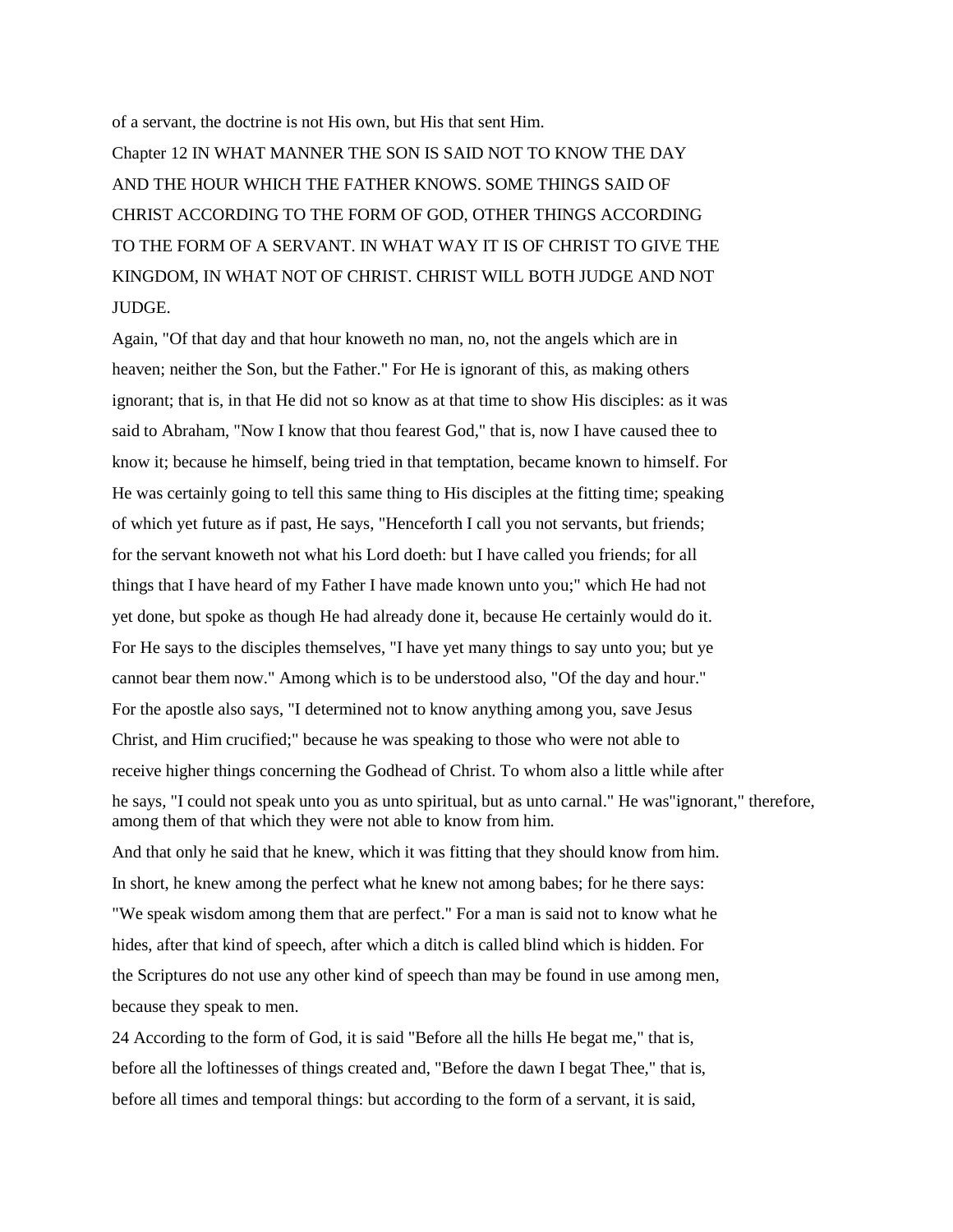of a servant, the doctrine is not His own, but His that sent Him.

Chapter 12 IN WHAT MANNER THE SON IS SAID NOT TO KNOW THE DAY AND THE HOUR WHICH THE FATHER KNOWS. SOME THINGS SAID OF CHRIST ACCORDING TO THE FORM OF GOD, OTHER THINGS ACCORDING TO THE FORM OF A SERVANT. IN WHAT WAY IT IS OF CHRIST TO GIVE THE KINGDOM, IN WHAT NOT OF CHRIST. CHRIST WILL BOTH JUDGE AND NOT JUDGE.

Again, "Of that day and that hour knoweth no man, no, not the angels which are in heaven; neither the Son, but the Father." For He is ignorant of this, as making others ignorant; that is, in that He did not so know as at that time to show His disciples: as it was said to Abraham, "Now I know that thou fearest God," that is, now I have caused thee to know it; because he himself, being tried in that temptation, became known to himself. For He was certainly going to tell this same thing to His disciples at the fitting time; speaking of which yet future as if past, He says, "Henceforth I call you not servants, but friends; for the servant knoweth not what his Lord doeth: but I have called you friends; for all things that I have heard of my Father I have made known unto you;" which He had not yet done, but spoke as though He had already done it, because He certainly would do it. For He says to the disciples themselves, "I have yet many things to say unto you; but ye cannot bear them now." Among which is to be understood also, "Of the day and hour." For the apostle also says, "I determined not to know anything among you, save Jesus Christ, and Him crucified;" because he was speaking to those who were not able to receive higher things concerning the Godhead of Christ. To whom also a little while after he says, "I could not speak unto you as unto spiritual, but as unto carnal." He was"ignorant," therefore, among them of that which they were not able to know from him.

And that only he said that he knew, which it was fitting that they should know from him. In short, he knew among the perfect what he knew not among babes; for he there says: "We speak wisdom among them that are perfect." For a man is said not to know what he hides, after that kind of speech, after which a ditch is called blind which is hidden. For the Scriptures do not use any other kind of speech than may be found in use among men, because they speak to men.

24 According to the form of God, it is said "Before all the hills He begat me," that is, before all the loftinesses of things created and, "Before the dawn I begat Thee," that is, before all times and temporal things: but according to the form of a servant, it is said,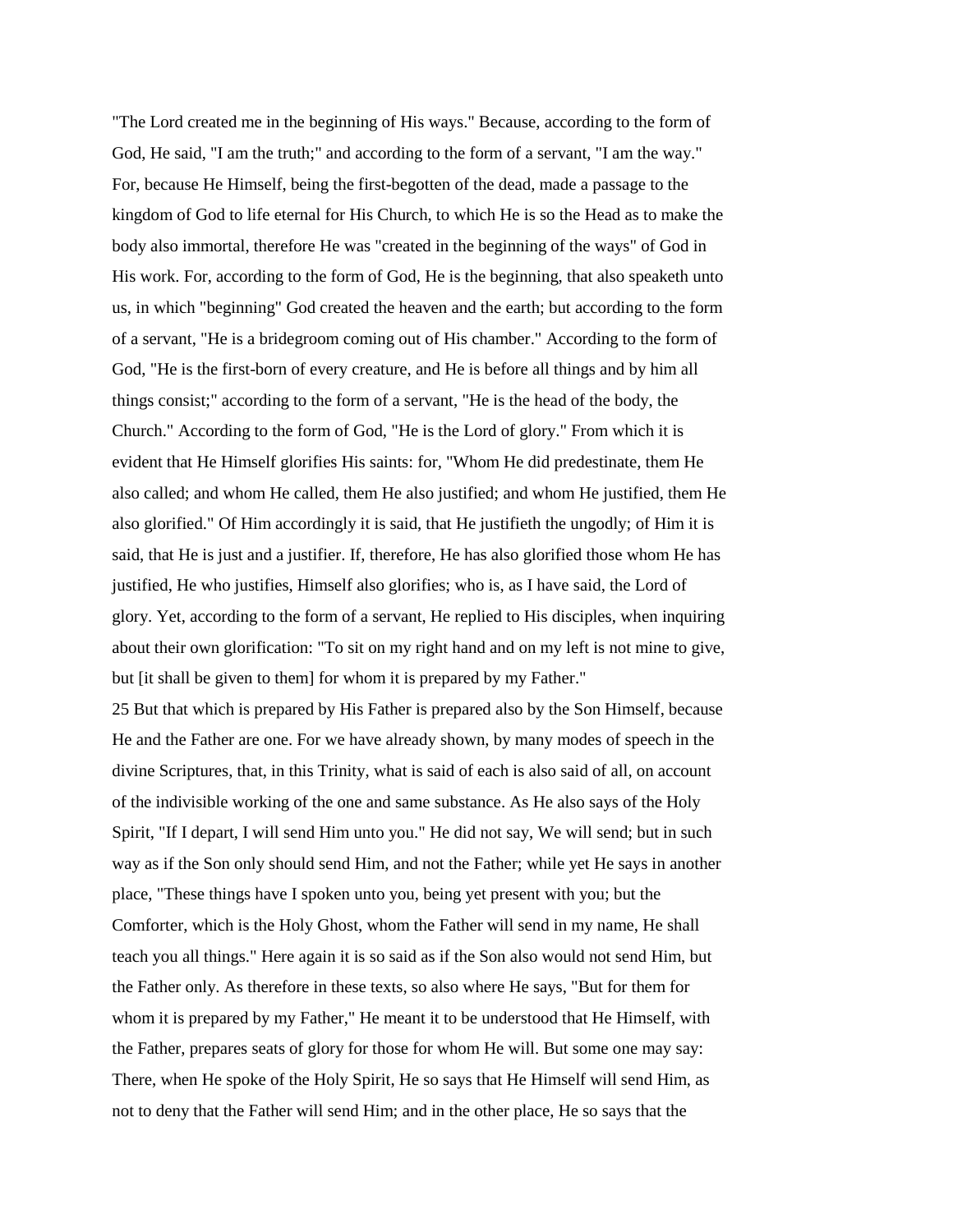"The Lord created me in the beginning of His ways." Because, according to the form of God, He said, "I am the truth;" and according to the form of a servant, "I am the way." For, because He Himself, being the first-begotten of the dead, made a passage to the kingdom of God to life eternal for His Church, to which He is so the Head as to make the body also immortal, therefore He was "created in the beginning of the ways" of God in His work. For, according to the form of God, He is the beginning, that also speaketh unto us, in which "beginning" God created the heaven and the earth; but according to the form of a servant, "He is a bridegroom coming out of His chamber." According to the form of God, "He is the first-born of every creature, and He is before all things and by him all things consist;" according to the form of a servant, "He is the head of the body, the Church." According to the form of God, "He is the Lord of glory." From which it is evident that He Himself glorifies His saints: for, "Whom He did predestinate, them He also called; and whom He called, them He also justified; and whom He justified, them He also glorified." Of Him accordingly it is said, that He justifieth the ungodly; of Him it is said, that He is just and a justifier. If, therefore, He has also glorified those whom He has justified, He who justifies, Himself also glorifies; who is, as I have said, the Lord of glory. Yet, according to the form of a servant, He replied to His disciples, when inquiring about their own glorification: "To sit on my right hand and on my left is not mine to give, but [it shall be given to them] for whom it is prepared by my Father."

25 But that which is prepared by His Father is prepared also by the Son Himself, because He and the Father are one. For we have already shown, by many modes of speech in the divine Scriptures, that, in this Trinity, what is said of each is also said of all, on account of the indivisible working of the one and same substance. As He also says of the Holy Spirit, "If I depart, I will send Him unto you." He did not say, We will send; but in such way as if the Son only should send Him, and not the Father; while yet He says in another place, "These things have I spoken unto you, being yet present with you; but the Comforter, which is the Holy Ghost, whom the Father will send in my name, He shall teach you all things." Here again it is so said as if the Son also would not send Him, but the Father only. As therefore in these texts, so also where He says, "But for them for whom it is prepared by my Father," He meant it to be understood that He Himself, with the Father, prepares seats of glory for those for whom He will. But some one may say: There, when He spoke of the Holy Spirit, He so says that He Himself will send Him, as not to deny that the Father will send Him; and in the other place, He so says that the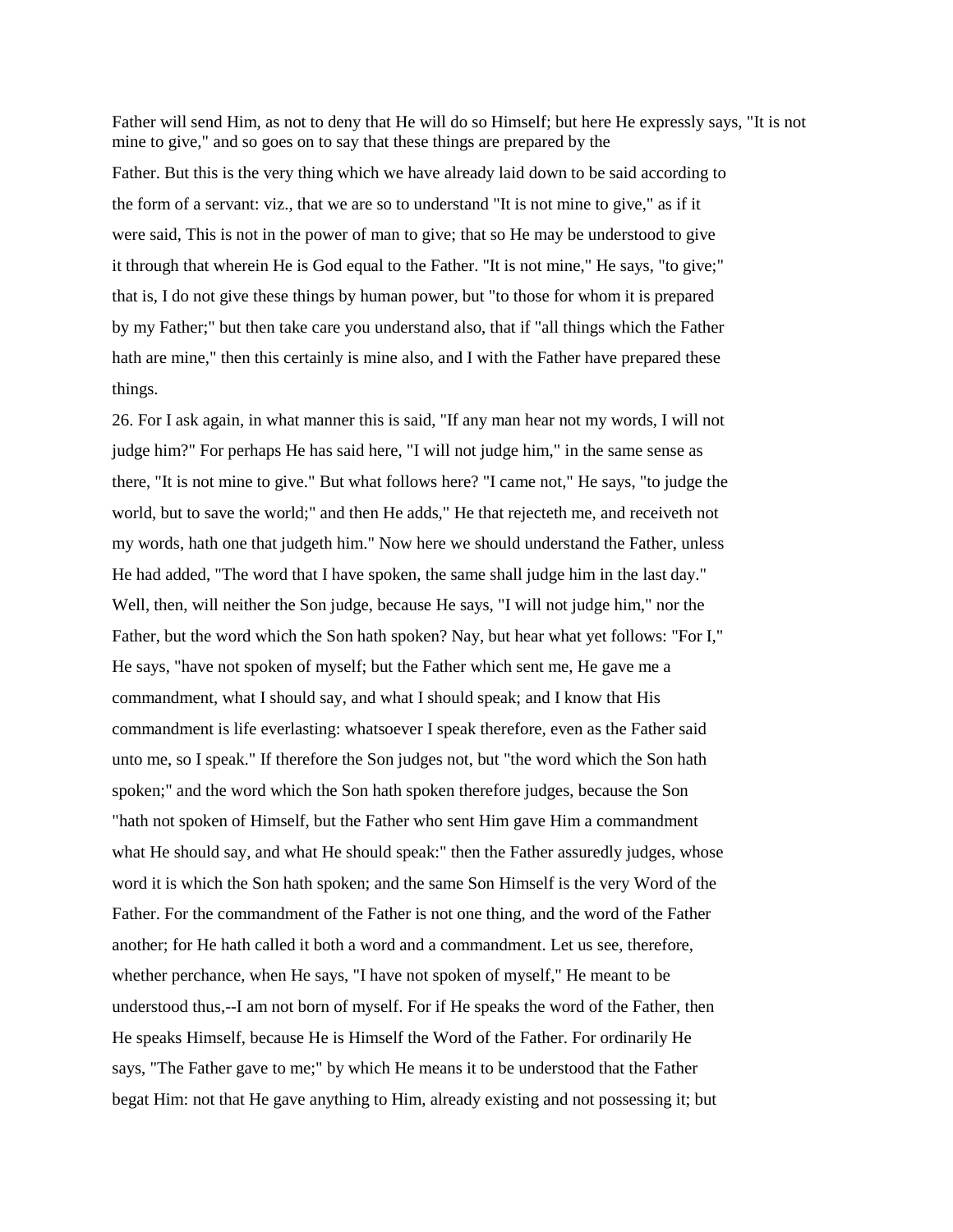Father will send Him, as not to deny that He will do so Himself; but here He expressly says, "It is not mine to give," and so goes on to say that these things are prepared by the Father. But this is the very thing which we have already laid down to be said according to the form of a servant: viz., that we are so to understand "It is not mine to give," as if it were said, This is not in the power of man to give; that so He may be understood to give it through that wherein He is God equal to the Father. "It is not mine," He says, "to give;" that is, I do not give these things by human power, but "to those for whom it is prepared by my Father;" but then take care you understand also, that if "all things which the Father hath are mine," then this certainly is mine also, and I with the Father have prepared these things.

26. For I ask again, in what manner this is said, "If any man hear not my words, I will not judge him?" For perhaps He has said here, "I will not judge him," in the same sense as there, "It is not mine to give." But what follows here? "I came not," He says, "to judge the world, but to save the world;" and then He adds," He that rejecteth me, and receiveth not my words, hath one that judgeth him." Now here we should understand the Father, unless He had added, "The word that I have spoken, the same shall judge him in the last day." Well, then, will neither the Son judge, because He says, "I will not judge him," nor the Father, but the word which the Son hath spoken? Nay, but hear what yet follows: "For I," He says, "have not spoken of myself; but the Father which sent me, He gave me a commandment, what I should say, and what I should speak; and I know that His commandment is life everlasting: whatsoever I speak therefore, even as the Father said unto me, so I speak." If therefore the Son judges not, but "the word which the Son hath spoken;" and the word which the Son hath spoken therefore judges, because the Son "hath not spoken of Himself, but the Father who sent Him gave Him a commandment what He should say, and what He should speak:" then the Father assuredly judges, whose word it is which the Son hath spoken; and the same Son Himself is the very Word of the Father. For the commandment of the Father is not one thing, and the word of the Father another; for He hath called it both a word and a commandment. Let us see, therefore, whether perchance, when He says, "I have not spoken of myself," He meant to be understood thus,--I am not born of myself. For if He speaks the word of the Father, then He speaks Himself, because He is Himself the Word of the Father. For ordinarily He says, "The Father gave to me;" by which He means it to be understood that the Father begat Him: not that He gave anything to Him, already existing and not possessing it; but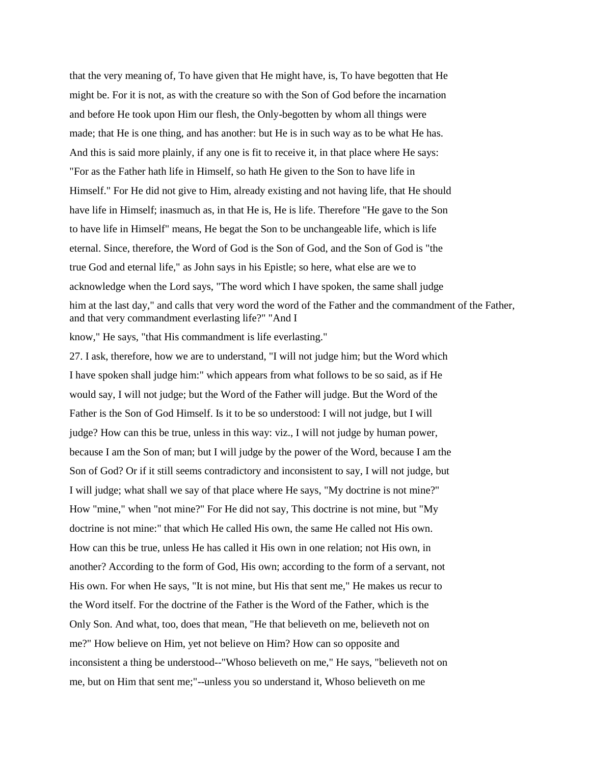that the very meaning of, To have given that He might have, is, To have begotten that He might be. For it is not, as with the creature so with the Son of God before the incarnation and before He took upon Him our flesh, the Only-begotten by whom all things were made; that He is one thing, and has another: but He is in such way as to be what He has. And this is said more plainly, if any one is fit to receive it, in that place where He says: "For as the Father hath life in Himself, so hath He given to the Son to have life in Himself." For He did not give to Him, already existing and not having life, that He should have life in Himself; inasmuch as, in that He is, He is life. Therefore "He gave to the Son to have life in Himself" means, He begat the Son to be unchangeable life, which is life eternal. Since, therefore, the Word of God is the Son of God, and the Son of God is "the true God and eternal life," as John says in his Epistle; so here, what else are we to acknowledge when the Lord says, "The word which I have spoken, the same shall judge him at the last day," and calls that very word the word of the Father and the commandment of the Father, and that very commandment everlasting life?" "And I know," He says, "that His commandment is life everlasting."

27. I ask, therefore, how we are to understand, "I will not judge him; but the Word which I have spoken shall judge him:" which appears from what follows to be so said, as if He would say, I will not judge; but the Word of the Father will judge. But the Word of the Father is the Son of God Himself. Is it to be so understood: I will not judge, but I will judge? How can this be true, unless in this way: viz., I will not judge by human power, because I am the Son of man; but I will judge by the power of the Word, because I am the Son of God? Or if it still seems contradictory and inconsistent to say, I will not judge, but I will judge; what shall we say of that place where He says, "My doctrine is not mine?" How "mine," when "not mine?" For He did not say, This doctrine is not mine, but "My doctrine is not mine:" that which He called His own, the same He called not His own. How can this be true, unless He has called it His own in one relation; not His own, in another? According to the form of God, His own; according to the form of a servant, not His own. For when He says, "It is not mine, but His that sent me," He makes us recur to the Word itself. For the doctrine of the Father is the Word of the Father, which is the Only Son. And what, too, does that mean, "He that believeth on me, believeth not on me?" How believe on Him, yet not believe on Him? How can so opposite and inconsistent a thing be understood--"Whoso believeth on me," He says, "believeth not on me, but on Him that sent me;"--unless you so understand it, Whoso believeth on me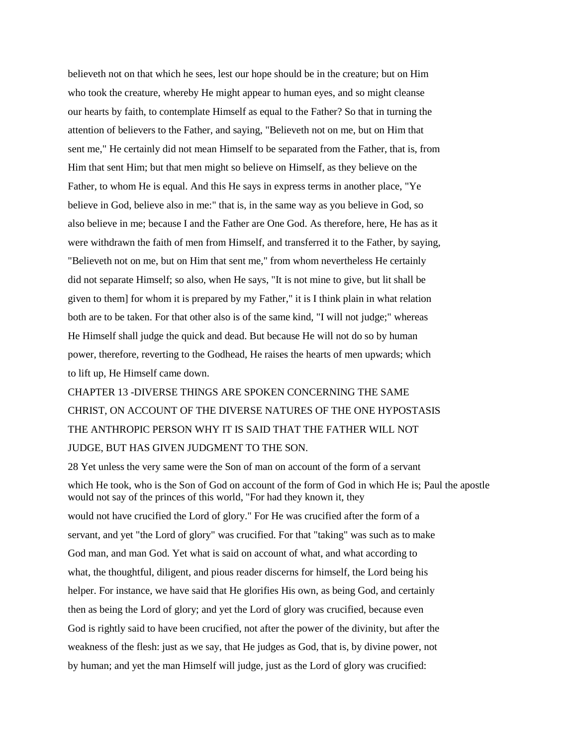believeth not on that which he sees, lest our hope should be in the creature; but on Him who took the creature, whereby He might appear to human eyes, and so might cleanse our hearts by faith, to contemplate Himself as equal to the Father? So that in turning the attention of believers to the Father, and saying, "Believeth not on me, but on Him that sent me," He certainly did not mean Himself to be separated from the Father, that is, from Him that sent Him; but that men might so believe on Himself, as they believe on the Father, to whom He is equal. And this He says in express terms in another place, "Ye believe in God, believe also in me:" that is, in the same way as you believe in God, so also believe in me; because I and the Father are One God. As therefore, here, He has as it were withdrawn the faith of men from Himself, and transferred it to the Father, by saying, "Believeth not on me, but on Him that sent me," from whom nevertheless He certainly did not separate Himself; so also, when He says, "It is not mine to give, but lit shall be given to them] for whom it is prepared by my Father," it is I think plain in what relation both are to be taken. For that other also is of the same kind, "I will not judge;" whereas He Himself shall judge the quick and dead. But because He will not do so by human power, therefore, reverting to the Godhead, He raises the hearts of men upwards; which to lift up, He Himself came down.

## CHAPTER 13 -DIVERSE THINGS ARE SPOKEN CONCERNING THE SAME CHRIST, ON ACCOUNT OF THE DIVERSE NATURES OF THE ONE HYPOSTASIS THE ANTHROPIC PERSON WHY IT IS SAID THAT THE FATHER WILL NOT JUDGE, BUT HAS GIVEN JUDGMENT TO THE SON.

28 Yet unless the very same were the Son of man on account of the form of a servant which He took, who is the Son of God on account of the form of God in which He is; Paul the apostle would not say of the princes of this world, "For had they known it, they would not have crucified the Lord of glory." For He was crucified after the form of a servant, and yet "the Lord of glory" was crucified. For that "taking" was such as to make God man, and man God. Yet what is said on account of what, and what according to what, the thoughtful, diligent, and pious reader discerns for himself, the Lord being his helper. For instance, we have said that He glorifies His own, as being God, and certainly then as being the Lord of glory; and yet the Lord of glory was crucified, because even God is rightly said to have been crucified, not after the power of the divinity, but after the weakness of the flesh: just as we say, that He judges as God, that is, by divine power, not by human; and yet the man Himself will judge, just as the Lord of glory was crucified: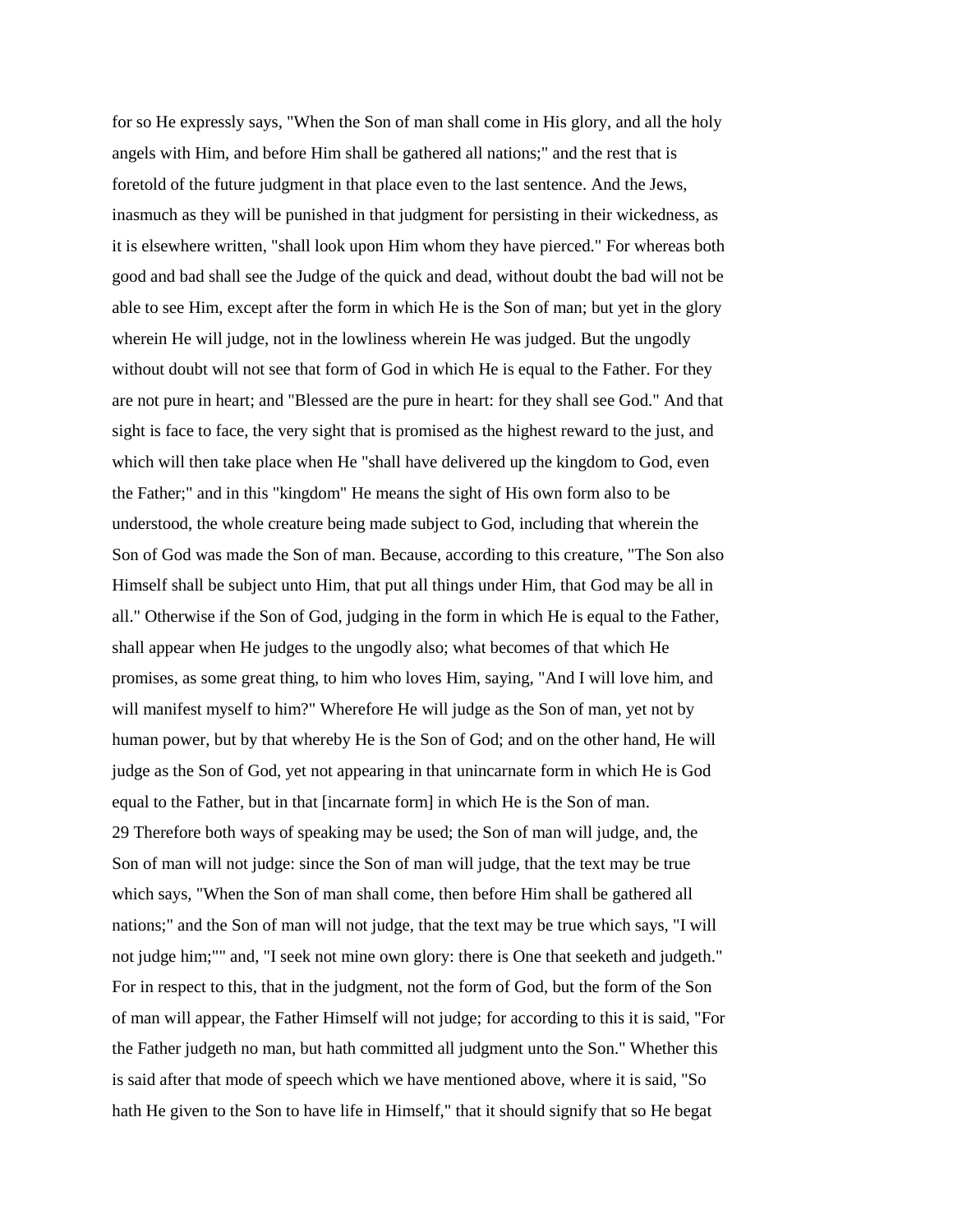for so He expressly says, "When the Son of man shall come in His glory, and all the holy angels with Him, and before Him shall be gathered all nations;" and the rest that is foretold of the future judgment in that place even to the last sentence. And the Jews, inasmuch as they will be punished in that judgment for persisting in their wickedness, as it is elsewhere written, "shall look upon Him whom they have pierced." For whereas both good and bad shall see the Judge of the quick and dead, without doubt the bad will not be able to see Him, except after the form in which He is the Son of man; but yet in the glory wherein He will judge, not in the lowliness wherein He was judged. But the ungodly without doubt will not see that form of God in which He is equal to the Father. For they are not pure in heart; and "Blessed are the pure in heart: for they shall see God." And that sight is face to face, the very sight that is promised as the highest reward to the just, and which will then take place when He "shall have delivered up the kingdom to God, even the Father;" and in this "kingdom" He means the sight of His own form also to be understood, the whole creature being made subject to God, including that wherein the Son of God was made the Son of man. Because, according to this creature, "The Son also Himself shall be subject unto Him, that put all things under Him, that God may be all in all." Otherwise if the Son of God, judging in the form in which He is equal to the Father, shall appear when He judges to the ungodly also; what becomes of that which He promises, as some great thing, to him who loves Him, saying, "And I will love him, and will manifest myself to him?" Wherefore He will judge as the Son of man, yet not by human power, but by that whereby He is the Son of God; and on the other hand, He will judge as the Son of God, yet not appearing in that unincarnate form in which He is God equal to the Father, but in that [incarnate form] in which He is the Son of man.

29 Therefore both ways of speaking may be used; the Son of man will judge, and, the Son of man will not judge: since the Son of man will judge, that the text may be true which says, "When the Son of man shall come, then before Him shall be gathered all nations;" and the Son of man will not judge, that the text may be true which says, "I will not judge him;"" and, "I seek not mine own glory: there is One that seeketh and judgeth." For in respect to this, that in the judgment, not the form of God, but the form of the Son of man will appear, the Father Himself will not judge; for according to this it is said, "For the Father judgeth no man, but hath committed all judgment unto the Son." Whether this is said after that mode of speech which we have mentioned above, where it is said, "So hath He given to the Son to have life in Himself," that it should signify that so He begat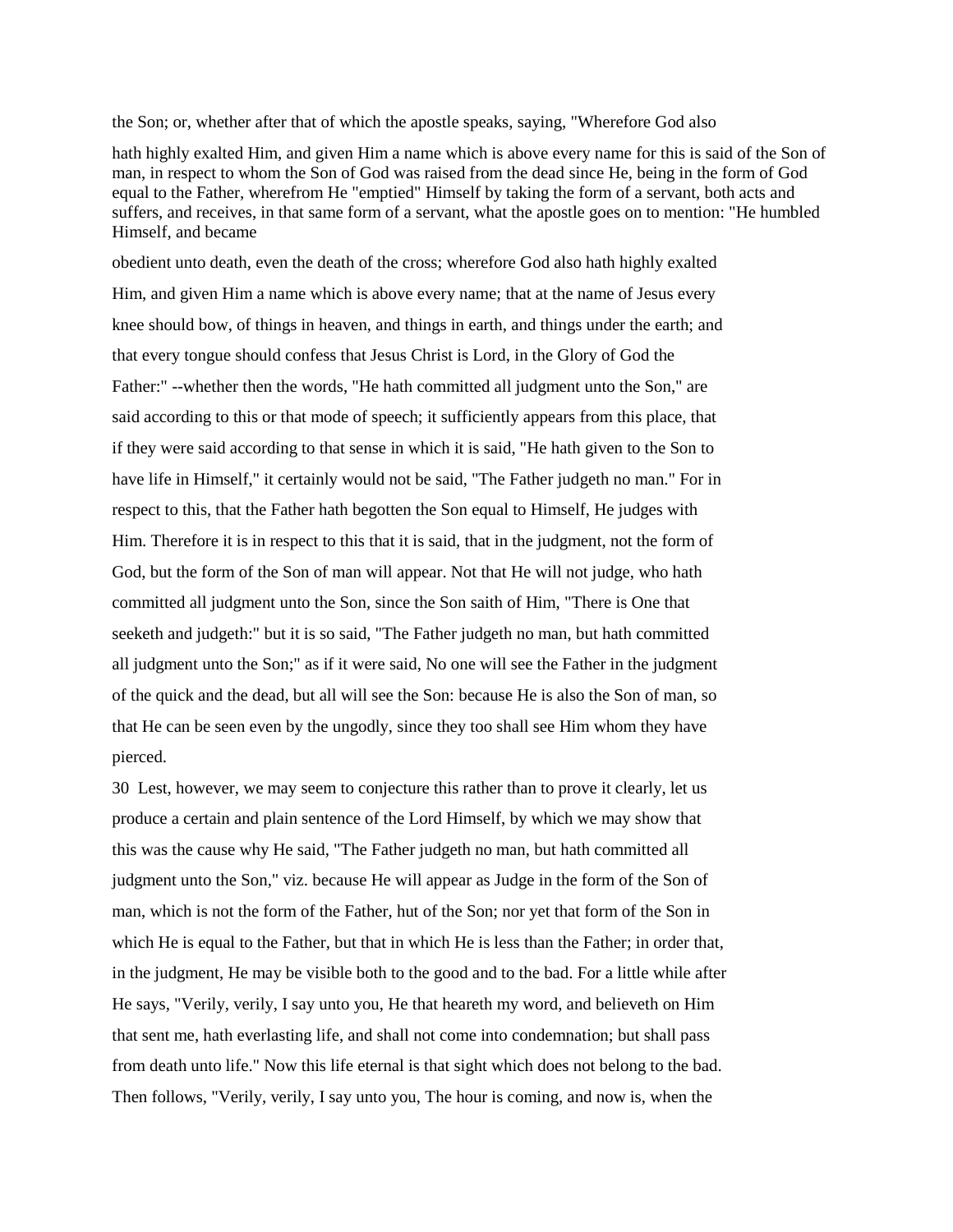the Son; or, whether after that of which the apostle speaks, saying, "Wherefore God also

hath highly exalted Him, and given Him a name which is above every name for this is said of the Son of man, in respect to whom the Son of God was raised from the dead since He, being in the form of God equal to the Father, wherefrom He "emptied" Himself by taking the form of a servant, both acts and suffers, and receives, in that same form of a servant, what the apostle goes on to mention: "He humbled Himself, and became

obedient unto death, even the death of the cross; wherefore God also hath highly exalted Him, and given Him a name which is above every name; that at the name of Jesus every knee should bow, of things in heaven, and things in earth, and things under the earth; and that every tongue should confess that Jesus Christ is Lord, in the Glory of God the Father:" --whether then the words, "He hath committed all judgment unto the Son," are said according to this or that mode of speech; it sufficiently appears from this place, that if they were said according to that sense in which it is said, "He hath given to the Son to have life in Himself," it certainly would not be said, "The Father judgeth no man." For in respect to this, that the Father hath begotten the Son equal to Himself, He judges with Him. Therefore it is in respect to this that it is said, that in the judgment, not the form of God, but the form of the Son of man will appear. Not that He will not judge, who hath committed all judgment unto the Son, since the Son saith of Him, "There is One that seeketh and judgeth:" but it is so said, "The Father judgeth no man, but hath committed all judgment unto the Son;" as if it were said, No one will see the Father in the judgment of the quick and the dead, but all will see the Son: because He is also the Son of man, so that He can be seen even by the ungodly, since they too shall see Him whom they have pierced.

30 Lest, however, we may seem to conjecture this rather than to prove it clearly, let us produce a certain and plain sentence of the Lord Himself, by which we may show that this was the cause why He said, "The Father judgeth no man, but hath committed all judgment unto the Son," viz. because He will appear as Judge in the form of the Son of man, which is not the form of the Father, hut of the Son; nor yet that form of the Son in which He is equal to the Father, but that in which He is less than the Father; in order that, in the judgment, He may be visible both to the good and to the bad. For a little while after He says, "Verily, verily, I say unto you, He that heareth my word, and believeth on Him that sent me, hath everlasting life, and shall not come into condemnation; but shall pass from death unto life." Now this life eternal is that sight which does not belong to the bad. Then follows, "Verily, verily, I say unto you, The hour is coming, and now is, when the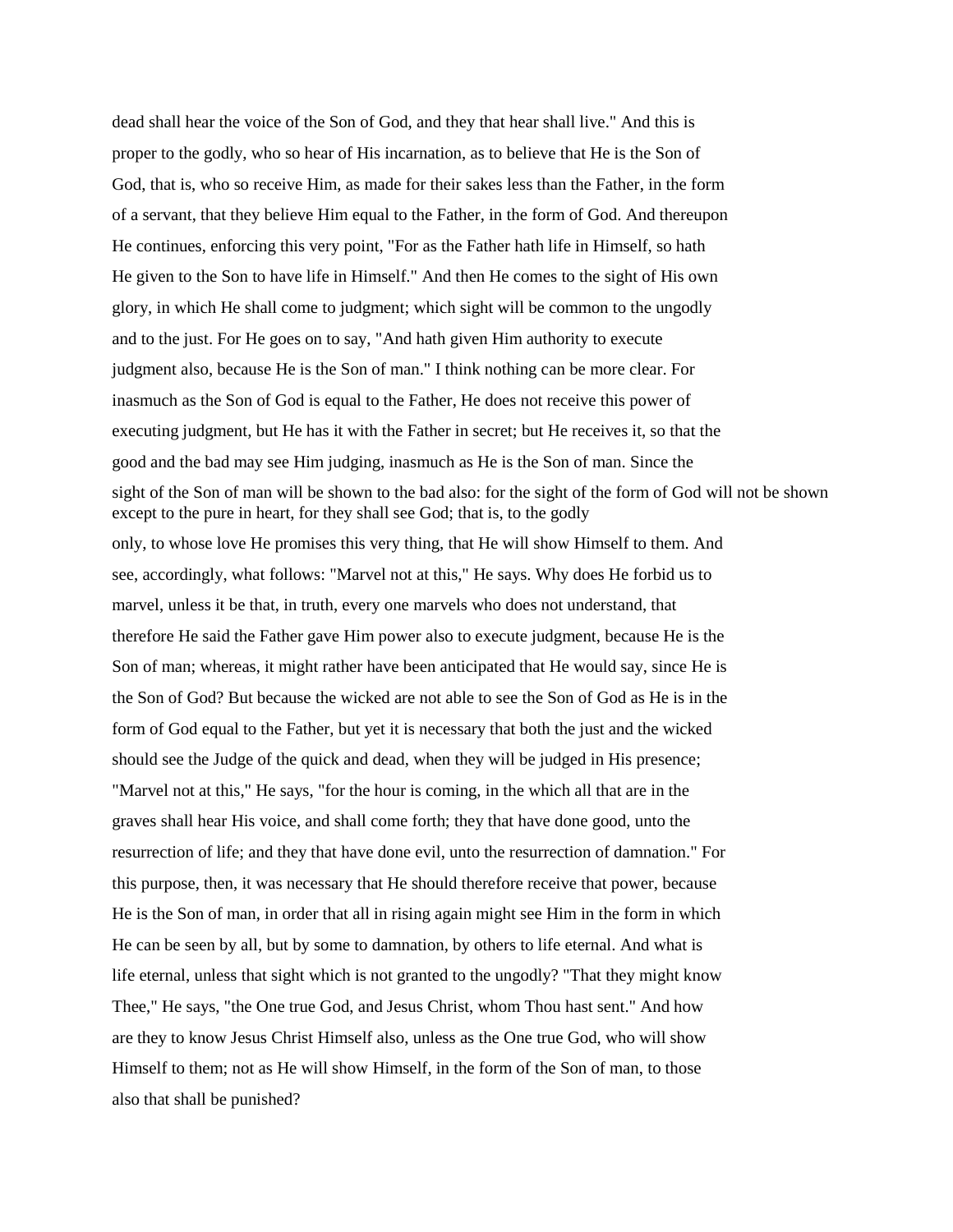dead shall hear the voice of the Son of God, and they that hear shall live." And this is proper to the godly, who so hear of His incarnation, as to believe that He is the Son of God, that is, who so receive Him, as made for their sakes less than the Father, in the form of a servant, that they believe Him equal to the Father, in the form of God. And thereupon He continues, enforcing this very point, "For as the Father hath life in Himself, so hath He given to the Son to have life in Himself." And then He comes to the sight of His own glory, in which He shall come to judgment; which sight will be common to the ungodly and to the just. For He goes on to say, "And hath given Him authority to execute judgment also, because He is the Son of man." I think nothing can be more clear. For inasmuch as the Son of God is equal to the Father, He does not receive this power of executing judgment, but He has it with the Father in secret; but He receives it, so that the good and the bad may see Him judging, inasmuch as He is the Son of man. Since the sight of the Son of man will be shown to the bad also: for the sight of the form of God will not be shown except to the pure in heart, for they shall see God; that is, to the godly only, to whose love He promises this very thing, that He will show Himself to them. And see, accordingly, what follows: "Marvel not at this," He says. Why does He forbid us to marvel, unless it be that, in truth, every one marvels who does not understand, that therefore He said the Father gave Him power also to execute judgment, because He is the Son of man; whereas, it might rather have been anticipated that He would say, since He is the Son of God? But because the wicked are not able to see the Son of God as He is in the form of God equal to the Father, but yet it is necessary that both the just and the wicked should see the Judge of the quick and dead, when they will be judged in His presence; "Marvel not at this," He says, "for the hour is coming, in the which all that are in the graves shall hear His voice, and shall come forth; they that have done good, unto the resurrection of life; and they that have done evil, unto the resurrection of damnation." For this purpose, then, it was necessary that He should therefore receive that power, because He is the Son of man, in order that all in rising again might see Him in the form in which He can be seen by all, but by some to damnation, by others to life eternal. And what is life eternal, unless that sight which is not granted to the ungodly? "That they might know Thee," He says, "the One true God, and Jesus Christ, whom Thou hast sent." And how are they to know Jesus Christ Himself also, unless as the One true God, who will show Himself to them; not as He will show Himself, in the form of the Son of man, to those also that shall be punished?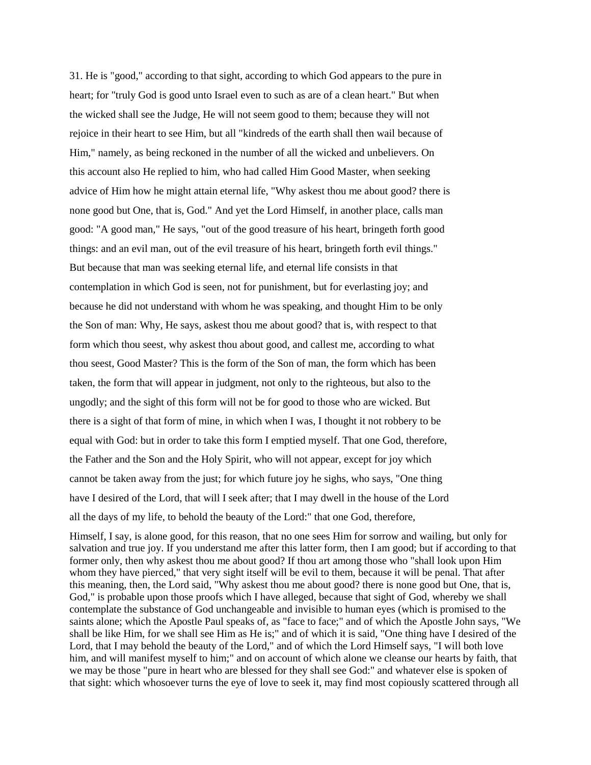31. He is "good," according to that sight, according to which God appears to the pure in heart; for "truly God is good unto Israel even to such as are of a clean heart." But when the wicked shall see the Judge, He will not seem good to them; because they will not rejoice in their heart to see Him, but all "kindreds of the earth shall then wail because of Him," namely, as being reckoned in the number of all the wicked and unbelievers. On this account also He replied to him, who had called Him Good Master, when seeking advice of Him how he might attain eternal life, "Why askest thou me about good? there is none good but One, that is, God." And yet the Lord Himself, in another place, calls man good: "A good man," He says, "out of the good treasure of his heart, bringeth forth good things: and an evil man, out of the evil treasure of his heart, bringeth forth evil things." But because that man was seeking eternal life, and eternal life consists in that contemplation in which God is seen, not for punishment, but for everlasting joy; and because he did not understand with whom he was speaking, and thought Him to be only the Son of man: Why, He says, askest thou me about good? that is, with respect to that form which thou seest, why askest thou about good, and callest me, according to what thou seest, Good Master? This is the form of the Son of man, the form which has been taken, the form that will appear in judgment, not only to the righteous, but also to the ungodly; and the sight of this form will not be for good to those who are wicked. But there is a sight of that form of mine, in which when I was, I thought it not robbery to be equal with God: but in order to take this form I emptied myself. That one God, therefore, the Father and the Son and the Holy Spirit, who will not appear, except for joy which cannot be taken away from the just; for which future joy he sighs, who says, "One thing have I desired of the Lord, that will I seek after; that I may dwell in the house of the Lord all the days of my life, to behold the beauty of the Lord:" that one God, therefore, Himself, I say, is alone good, for this reason, that no one sees Him for sorrow and wailing, but only for salvation and true joy. If you understand me after this latter form, then I am good; but if according to that former only, then why askest thou me about good? If thou art among those who "shall look upon Him whom they have pierced," that very sight itself will be evil to them, because it will be penal. That after this meaning, then, the Lord said, "Why askest thou me about good? there is none good but One, that is, God," is probable upon those proofs which I have alleged, because that sight of God, whereby we shall contemplate the substance of God unchangeable and invisible to human eyes (which is promised to the saints alone; which the Apostle Paul speaks of, as "face to face;" and of which the Apostle John says, "We shall be like Him, for we shall see Him as He is;" and of which it is said, "One thing have I desired of the Lord, that I may behold the beauty of the Lord," and of which the Lord Himself says, "I will both love him, and will manifest myself to him;" and on account of which alone we cleanse our hearts by faith, that we may be those "pure in heart who are blessed for they shall see God:" and whatever else is spoken of that sight: which whosoever turns the eye of love to seek it, may find most copiously scattered through all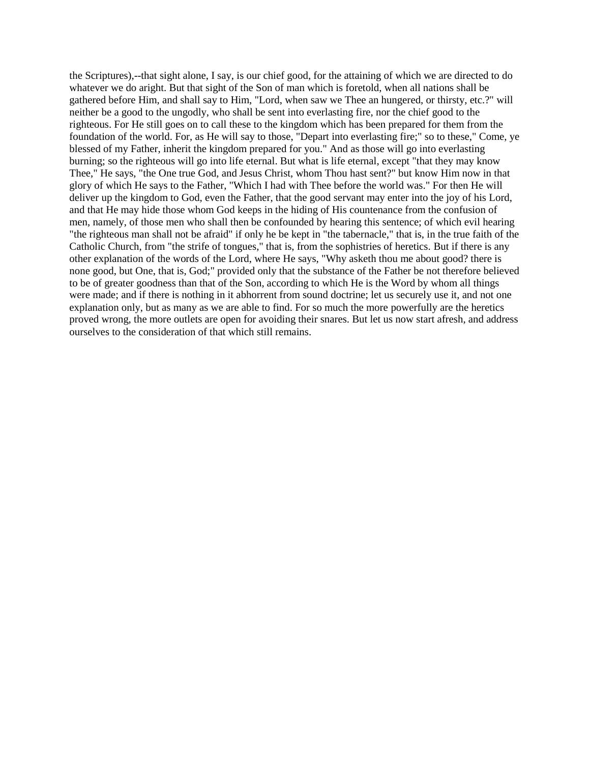the Scriptures),--that sight alone, I say, is our chief good, for the attaining of which we are directed to do whatever we do aright. But that sight of the Son of man which is foretold, when all nations shall be gathered before Him, and shall say to Him, "Lord, when saw we Thee an hungered, or thirsty, etc.?" will neither be a good to the ungodly, who shall be sent into everlasting fire, nor the chief good to the righteous. For He still goes on to call these to the kingdom which has been prepared for them from the foundation of the world. For, as He will say to those, "Depart into everlasting fire;" so to these," Come, ye blessed of my Father, inherit the kingdom prepared for you." And as those will go into everlasting burning; so the righteous will go into life eternal. But what is life eternal, except "that they may know Thee," He says, "the One true God, and Jesus Christ, whom Thou hast sent?" but know Him now in that glory of which He says to the Father, "Which I had with Thee before the world was." For then He will deliver up the kingdom to God, even the Father, that the good servant may enter into the joy of his Lord, and that He may hide those whom God keeps in the hiding of His countenance from the confusion of men, namely, of those men who shall then be confounded by hearing this sentence; of which evil hearing "the righteous man shall not be afraid" if only he be kept in "the tabernacle," that is, in the true faith of the Catholic Church, from "the strife of tongues," that is, from the sophistries of heretics. But if there is any other explanation of the words of the Lord, where He says, "Why asketh thou me about good? there is none good, but One, that is, God;" provided only that the substance of the Father be not therefore believed to be of greater goodness than that of the Son, according to which He is the Word by whom all things were made; and if there is nothing in it abhorrent from sound doctrine; let us securely use it, and not one explanation only, but as many as we are able to find. For so much the more powerfully are the heretics proved wrong, the more outlets are open for avoiding their snares. But let us now start afresh, and address ourselves to the consideration of that which still remains.